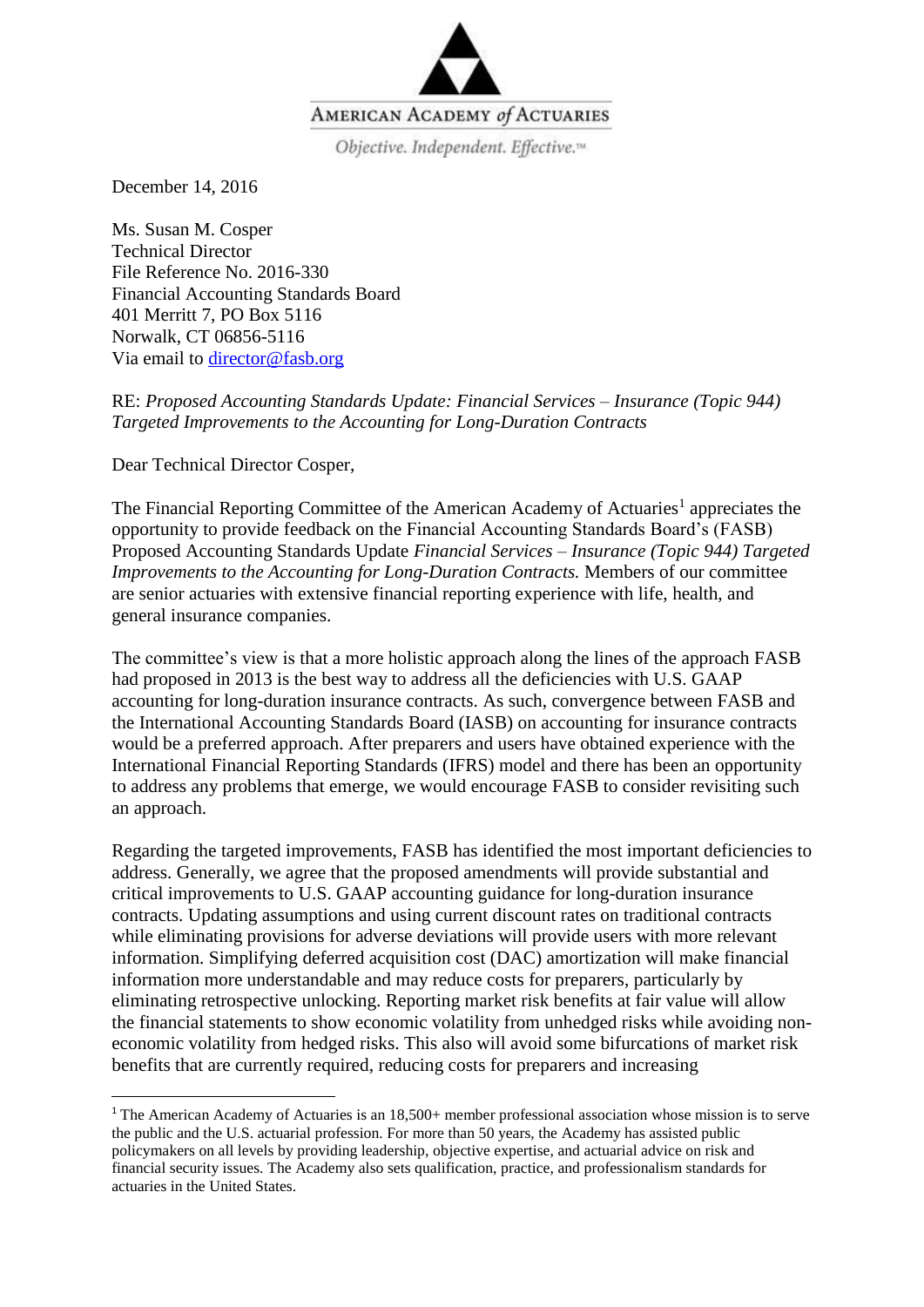AMERICAN ACADEMY *of* ACTUARIES

*Objective. Independent. Effective.*™

December 14, 2016

Ms. Susan M. Cosper
Technical Director
File Reference No. 2016-330
Financial Accounting Standards Board
401 Merritt 7, PO Box 5116
Norwalk, CT 06856-5116
Via email to director@fasb.org

RE: *Proposed Accounting Standards Update: Financial Services – Insurance (Topic 944) Targeted Improvements to the Accounting for Long-Duration Contracts*

Dear Technical Director Cosper,

The Financial Reporting Committee of the American Academy of Actuaries[1] appreciates the opportunity to provide feedback on the Financial Accounting Standards Board's (FASB) Proposed Accounting Standards Update *Financial Services – Insurance (Topic 944) Targeted Improvements to the Accounting for Long-Duration Contracts.* Members of our committee are senior actuaries with extensive financial reporting experience with life, health, and general insurance companies.

The committee's view is that a more holistic approach along the lines of the approach FASB had proposed in 2013 is the best way to address all the deficiencies with U.S. GAAP accounting for long-duration insurance contracts. As such, convergence between FASB and the International Accounting Standards Board (IASB) on accounting for insurance contracts would be a preferred approach. After preparers and users have obtained experience with the International Financial Reporting Standards (IFRS) model and there has been an opportunity to address any problems that emerge, we would encourage FASB to consider revisiting such an approach.

Regarding the targeted improvements, FASB has identified the most important deficiencies to address. Generally, we agree that the proposed amendments will provide substantial and critical improvements to U.S. GAAP accounting guidance for long-duration insurance contracts. Updating assumptions and using current discount rates on traditional contracts while eliminating provisions for adverse deviations will provide users with more relevant information. Simplifying deferred acquisition cost (DAC) amortization will make financial information more understandable and may reduce costs for preparers, particularly by eliminating retrospective unlocking. Reporting market risk benefits at fair value will allow the financial statements to show economic volatility from unhedged risks while avoiding non-economic volatility from hedged risks. This also will avoid some bifurcations of market risk benefits that are currently required, reducing costs for preparers and increasing

---

[1] The American Academy of Actuaries is an 18,500+ member professional association whose mission is to serve the public and the U.S. actuarial profession. For more than 50 years, the Academy has assisted public policymakers on all levels by providing leadership, objective expertise, and actuarial advice on risk and financial security issues. The Academy also sets qualification, practice, and professionalism standards for actuaries in the United States.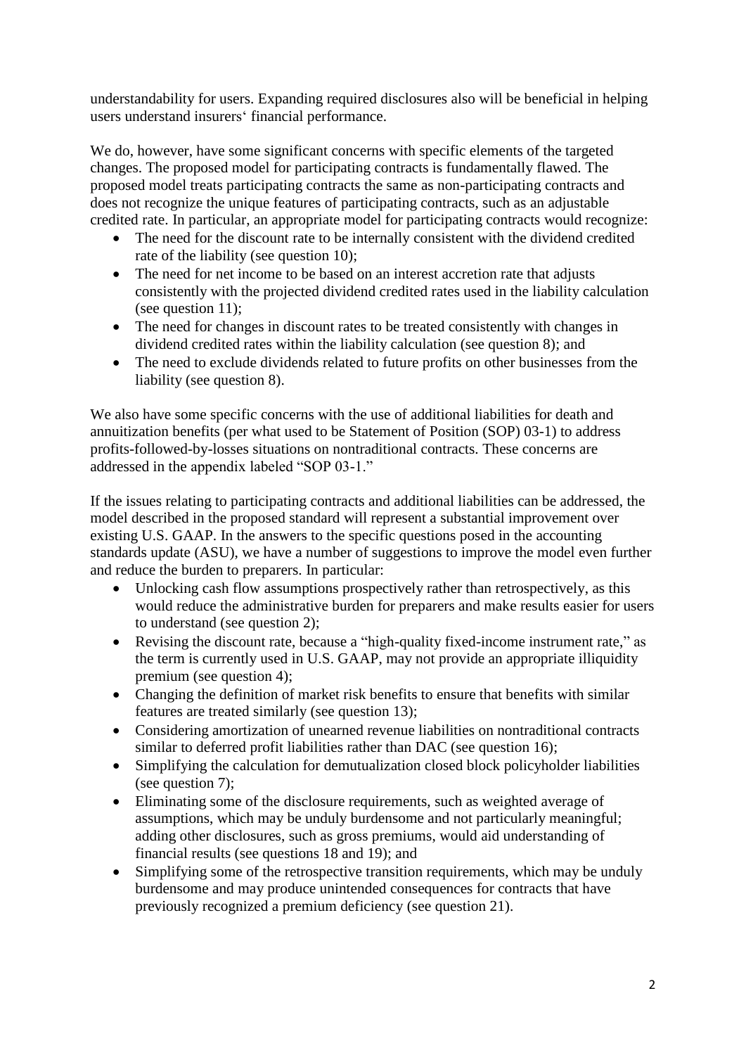understandability for users. Expanding required disclosures also will be beneficial in helping users understand insurers' financial performance.

We do, however, have some significant concerns with specific elements of the targeted changes. The proposed model for participating contracts is fundamentally flawed. The proposed model treats participating contracts the same as non-participating contracts and does not recognize the unique features of participating contracts, such as an adjustable credited rate. In particular, an appropriate model for participating contracts would recognize:

- The need for the discount rate to be internally consistent with the dividend credited rate of the liability (see question 10);
- The need for net income to be based on an interest accretion rate that adjusts consistently with the projected dividend credited rates used in the liability calculation (see question 11);
- The need for changes in discount rates to be treated consistently with changes in dividend credited rates within the liability calculation (see question 8); and
- The need to exclude dividends related to future profits on other businesses from the liability (see question 8).

We also have some specific concerns with the use of additional liabilities for death and annuitization benefits (per what used to be Statement of Position (SOP) 03-1) to address profits-followed-by-losses situations on nontraditional contracts. These concerns are addressed in the appendix labeled "SOP 03-1."

If the issues relating to participating contracts and additional liabilities can be addressed, the model described in the proposed standard will represent a substantial improvement over existing U.S. GAAP. In the answers to the specific questions posed in the accounting standards update (ASU), we have a number of suggestions to improve the model even further and reduce the burden to preparers. In particular:

- Unlocking cash flow assumptions prospectively rather than retrospectively, as this would reduce the administrative burden for preparers and make results easier for users to understand (see question 2);
- Revising the discount rate, because a "high-quality fixed-income instrument rate," as the term is currently used in U.S. GAAP, may not provide an appropriate illiquidity premium (see question 4);
- Changing the definition of market risk benefits to ensure that benefits with similar features are treated similarly (see question 13);
- Considering amortization of unearned revenue liabilities on nontraditional contracts similar to deferred profit liabilities rather than DAC (see question 16);
- Simplifying the calculation for demutualization closed block policyholder liabilities (see question 7);
- Eliminating some of the disclosure requirements, such as weighted average of assumptions, which may be unduly burdensome and not particularly meaningful; adding other disclosures, such as gross premiums, would aid understanding of financial results (see questions 18 and 19); and
- Simplifying some of the retrospective transition requirements, which may be unduly burdensome and may produce unintended consequences for contracts that have previously recognized a premium deficiency (see question 21).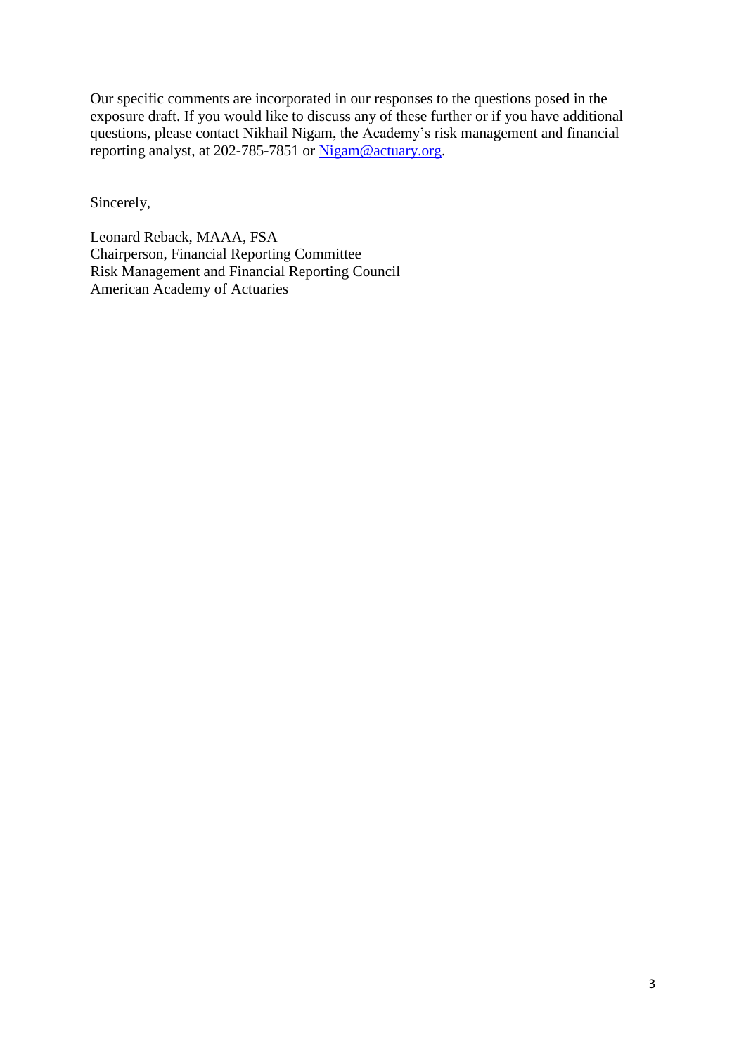Our specific comments are incorporated in our responses to the questions posed in the exposure draft. If you would like to discuss any of these further or if you have additional questions, please contact Nikhail Nigam, the Academy's risk management and financial reporting analyst, at 202-785-7851 or [Nigam@actuary.org](mailto:Nigam@actuary.org).

Sincerely,

Leonard Reback, MAAA, FSA  
Chairperson, Financial Reporting Committee  
Risk Management and Financial Reporting Council  
American Academy of Actuaries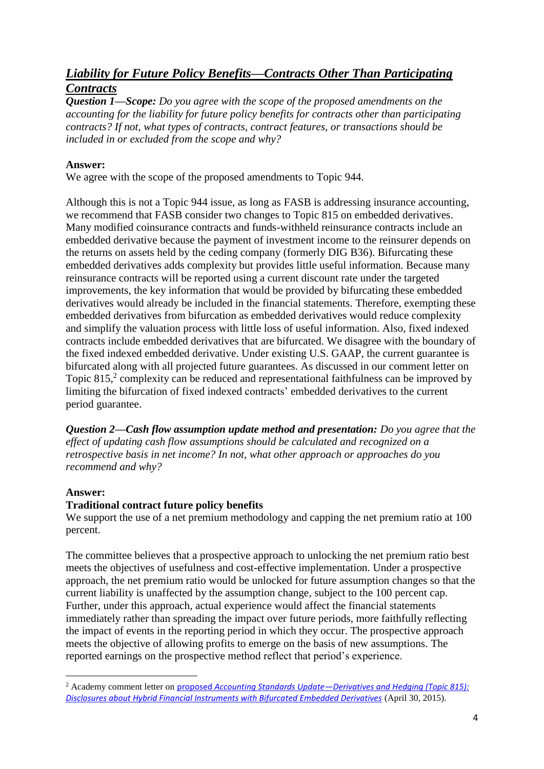## ***Liability for Future Policy Benefits—Contracts Other Than Participating Contracts***

***Question 1—Scope:*** *Do you agree with the scope of the proposed amendments on the accounting for the liability for future policy benefits for contracts other than participating contracts? If not, what types of contracts, contract features, or transactions should be included in or excluded from the scope and why?*

**Answer:**

We agree with the scope of the proposed amendments to Topic 944.

Although this is not a Topic 944 issue, as long as FASB is addressing insurance accounting, we recommend that FASB consider two changes to Topic 815 on embedded derivatives. Many modified coinsurance contracts and funds-withheld reinsurance contracts include an embedded derivative because the payment of investment income to the reinsurer depends on the returns on assets held by the ceding company (formerly DIG B36). Bifurcating these embedded derivatives adds complexity but provides little useful information. Because many reinsurance contracts will be reported using a current discount rate under the targeted improvements, the key information that would be provided by bifurcating these embedded derivatives would already be included in the financial statements. Therefore, exempting these embedded derivatives from bifurcation as embedded derivatives would reduce complexity and simplify the valuation process with little loss of useful information. Also, fixed indexed contracts include embedded derivatives that are bifurcated. We disagree with the boundary of the fixed indexed embedded derivative. Under existing U.S. GAAP, the current guarantee is bifurcated along with all projected future guarantees. As discussed in our comment letter on Topic 815,[2] complexity can be reduced and representational faithfulness can be improved by limiting the bifurcation of fixed indexed contracts' embedded derivatives to the current period guarantee.

***Question 2—Cash flow assumption update method and presentation:*** *Do you agree that the effect of updating cash flow assumptions should be calculated and recognized on a retrospective basis in net income? In not, what other approach or approaches do you recommend and why?*

**Answer:**

**Traditional contract future policy benefits**

We support the use of a net premium methodology and capping the net premium ratio at 100 percent.

The committee believes that a prospective approach to unlocking the net premium ratio best meets the objectives of usefulness and cost-effective implementation. Under a prospective approach, the net premium ratio would be unlocked for future assumption changes so that the current liability is unaffected by the assumption change, subject to the 100 percent cap. Further, under this approach, actual experience would affect the financial statements immediately rather than spreading the impact over future periods, more faithfully reflecting the impact of events in the reporting period in which they occur. The prospective approach meets the objective of allowing profits to emerge on the basis of new assumptions. The reported earnings on the prospective method reflect that period's experience.

---

[2] Academy comment letter on proposed *Accounting Standards Update—Derivatives and Hedging (Topic 815): Disclosures about Hybrid Financial Instruments with Bifurcated Embedded Derivatives* (April 30, 2015).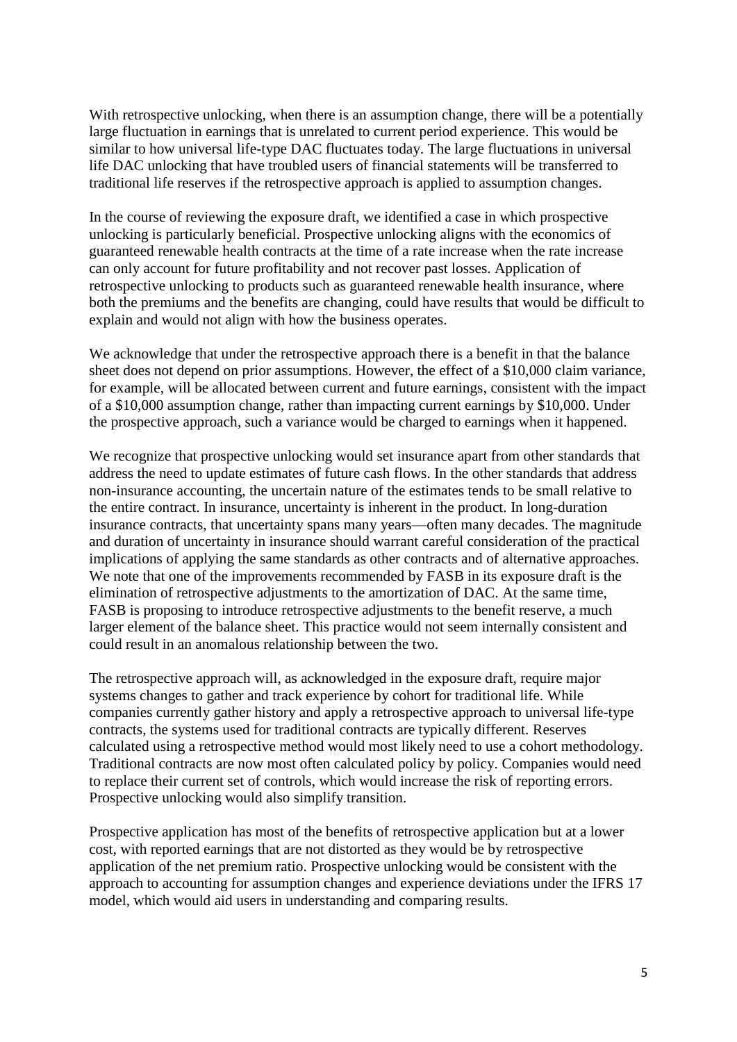With retrospective unlocking, when there is an assumption change, there will be a potentially large fluctuation in earnings that is unrelated to current period experience. This would be similar to how universal life-type DAC fluctuates today. The large fluctuations in universal life DAC unlocking that have troubled users of financial statements will be transferred to traditional life reserves if the retrospective approach is applied to assumption changes.

In the course of reviewing the exposure draft, we identified a case in which prospective unlocking is particularly beneficial. Prospective unlocking aligns with the economics of guaranteed renewable health contracts at the time of a rate increase when the rate increase can only account for future profitability and not recover past losses. Application of retrospective unlocking to products such as guaranteed renewable health insurance, where both the premiums and the benefits are changing, could have results that would be difficult to explain and would not align with how the business operates.

We acknowledge that under the retrospective approach there is a benefit in that the balance sheet does not depend on prior assumptions. However, the effect of a $10,000 claim variance, for example, will be allocated between current and future earnings, consistent with the impact of a $10,000 assumption change, rather than impacting current earnings by $10,000. Under the prospective approach, such a variance would be charged to earnings when it happened.

We recognize that prospective unlocking would set insurance apart from other standards that address the need to update estimates of future cash flows. In the other standards that address non-insurance accounting, the uncertain nature of the estimates tends to be small relative to the entire contract. In insurance, uncertainty is inherent in the product. In long-duration insurance contracts, that uncertainty spans many years—often many decades. The magnitude and duration of uncertainty in insurance should warrant careful consideration of the practical implications of applying the same standards as other contracts and of alternative approaches. We note that one of the improvements recommended by FASB in its exposure draft is the elimination of retrospective adjustments to the amortization of DAC. At the same time, FASB is proposing to introduce retrospective adjustments to the benefit reserve, a much larger element of the balance sheet. This practice would not seem internally consistent and could result in an anomalous relationship between the two.

The retrospective approach will, as acknowledged in the exposure draft, require major systems changes to gather and track experience by cohort for traditional life. While companies currently gather history and apply a retrospective approach to universal life-type contracts, the systems used for traditional contracts are typically different. Reserves calculated using a retrospective method would most likely need to use a cohort methodology. Traditional contracts are now most often calculated policy by policy. Companies would need to replace their current set of controls, which would increase the risk of reporting errors. Prospective unlocking would also simplify transition.

Prospective application has most of the benefits of retrospective application but at a lower cost, with reported earnings that are not distorted as they would be by retrospective application of the net premium ratio. Prospective unlocking would be consistent with the approach to accounting for assumption changes and experience deviations under the IFRS 17 model, which would aid users in understanding and comparing results.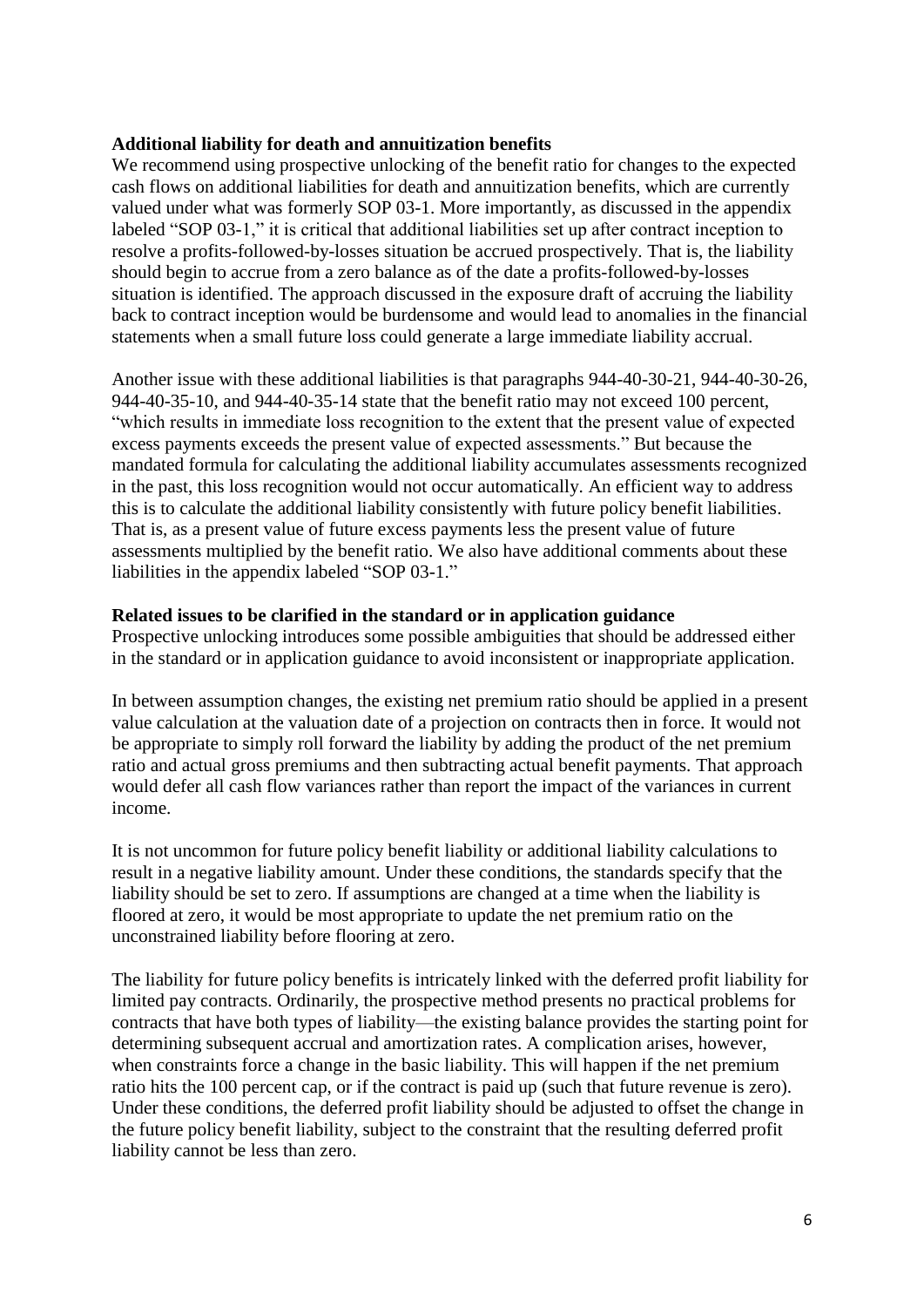**Additional liability for death and annuitization benefits**

We recommend using prospective unlocking of the benefit ratio for changes to the expected cash flows on additional liabilities for death and annuitization benefits, which are currently valued under what was formerly SOP 03-1. More importantly, as discussed in the appendix labeled "SOP 03-1," it is critical that additional liabilities set up after contract inception to resolve a profits-followed-by-losses situation be accrued prospectively. That is, the liability should begin to accrue from a zero balance as of the date a profits-followed-by-losses situation is identified. The approach discussed in the exposure draft of accruing the liability back to contract inception would be burdensome and would lead to anomalies in the financial statements when a small future loss could generate a large immediate liability accrual.

Another issue with these additional liabilities is that paragraphs 944-40-30-21, 944-40-30-26, 944-40-35-10, and 944-40-35-14 state that the benefit ratio may not exceed 100 percent, "which results in immediate loss recognition to the extent that the present value of expected excess payments exceeds the present value of expected assessments." But because the mandated formula for calculating the additional liability accumulates assessments recognized in the past, this loss recognition would not occur automatically. An efficient way to address this is to calculate the additional liability consistently with future policy benefit liabilities. That is, as a present value of future excess payments less the present value of future assessments multiplied by the benefit ratio. We also have additional comments about these liabilities in the appendix labeled "SOP 03-1."

**Related issues to be clarified in the standard or in application guidance**

Prospective unlocking introduces some possible ambiguities that should be addressed either in the standard or in application guidance to avoid inconsistent or inappropriate application.

In between assumption changes, the existing net premium ratio should be applied in a present value calculation at the valuation date of a projection on contracts then in force. It would not be appropriate to simply roll forward the liability by adding the product of the net premium ratio and actual gross premiums and then subtracting actual benefit payments. That approach would defer all cash flow variances rather than report the impact of the variances in current income.

It is not uncommon for future policy benefit liability or additional liability calculations to result in a negative liability amount. Under these conditions, the standards specify that the liability should be set to zero. If assumptions are changed at a time when the liability is floored at zero, it would be most appropriate to update the net premium ratio on the unconstrained liability before flooring at zero.

The liability for future policy benefits is intricately linked with the deferred profit liability for limited pay contracts. Ordinarily, the prospective method presents no practical problems for contracts that have both types of liability—the existing balance provides the starting point for determining subsequent accrual and amortization rates. A complication arises, however, when constraints force a change in the basic liability. This will happen if the net premium ratio hits the 100 percent cap, or if the contract is paid up (such that future revenue is zero). Under these conditions, the deferred profit liability should be adjusted to offset the change in the future policy benefit liability, subject to the constraint that the resulting deferred profit liability cannot be less than zero.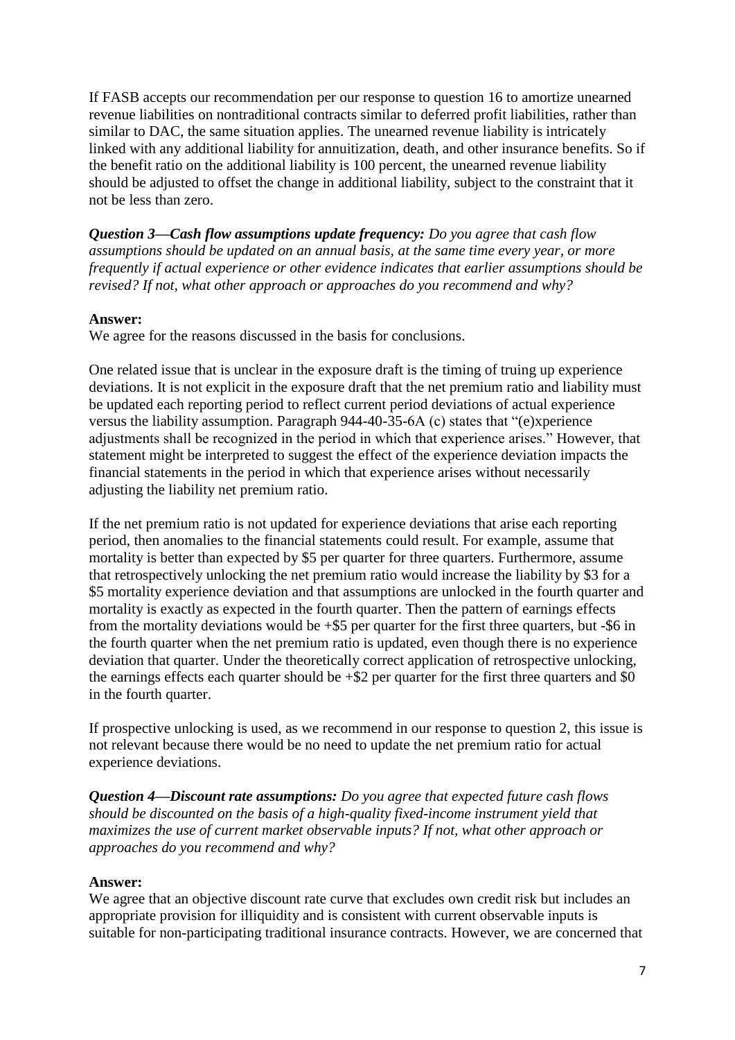If FASB accepts our recommendation per our response to question 16 to amortize unearned revenue liabilities on nontraditional contracts similar to deferred profit liabilities, rather than similar to DAC, the same situation applies. The unearned revenue liability is intricately linked with any additional liability for annuitization, death, and other insurance benefits. So if the benefit ratio on the additional liability is 100 percent, the unearned revenue liability should be adjusted to offset the change in additional liability, subject to the constraint that it not be less than zero.

***Question 3—Cash flow assumptions update frequency:*** *Do you agree that cash flow assumptions should be updated on an annual basis, at the same time every year, or more frequently if actual experience or other evidence indicates that earlier assumptions should be revised? If not, what other approach or approaches do you recommend and why?*

**Answer:**

We agree for the reasons discussed in the basis for conclusions.

One related issue that is unclear in the exposure draft is the timing of truing up experience deviations. It is not explicit in the exposure draft that the net premium ratio and liability must be updated each reporting period to reflect current period deviations of actual experience versus the liability assumption. Paragraph 944-40-35-6A (c) states that "(e)xperience adjustments shall be recognized in the period in which that experience arises." However, that statement might be interpreted to suggest the effect of the experience deviation impacts the financial statements in the period in which that experience arises without necessarily adjusting the liability net premium ratio.

If the net premium ratio is not updated for experience deviations that arise each reporting period, then anomalies to the financial statements could result. For example, assume that mortality is better than expected by $5 per quarter for three quarters. Furthermore, assume that retrospectively unlocking the net premium ratio would increase the liability by $3 for a $5 mortality experience deviation and that assumptions are unlocked in the fourth quarter and mortality is exactly as expected in the fourth quarter. Then the pattern of earnings effects from the mortality deviations would be +$5 per quarter for the first three quarters, but -$6 in the fourth quarter when the net premium ratio is updated, even though there is no experience deviation that quarter. Under the theoretically correct application of retrospective unlocking, the earnings effects each quarter should be +$2 per quarter for the first three quarters and $0 in the fourth quarter.

If prospective unlocking is used, as we recommend in our response to question 2, this issue is not relevant because there would be no need to update the net premium ratio for actual experience deviations.

***Question 4—Discount rate assumptions:*** *Do you agree that expected future cash flows should be discounted on the basis of a high-quality fixed-income instrument yield that maximizes the use of current market observable inputs? If not, what other approach or approaches do you recommend and why?*

**Answer:**

We agree that an objective discount rate curve that excludes own credit risk but includes an appropriate provision for illiquidity and is consistent with current observable inputs is suitable for non-participating traditional insurance contracts. However, we are concerned that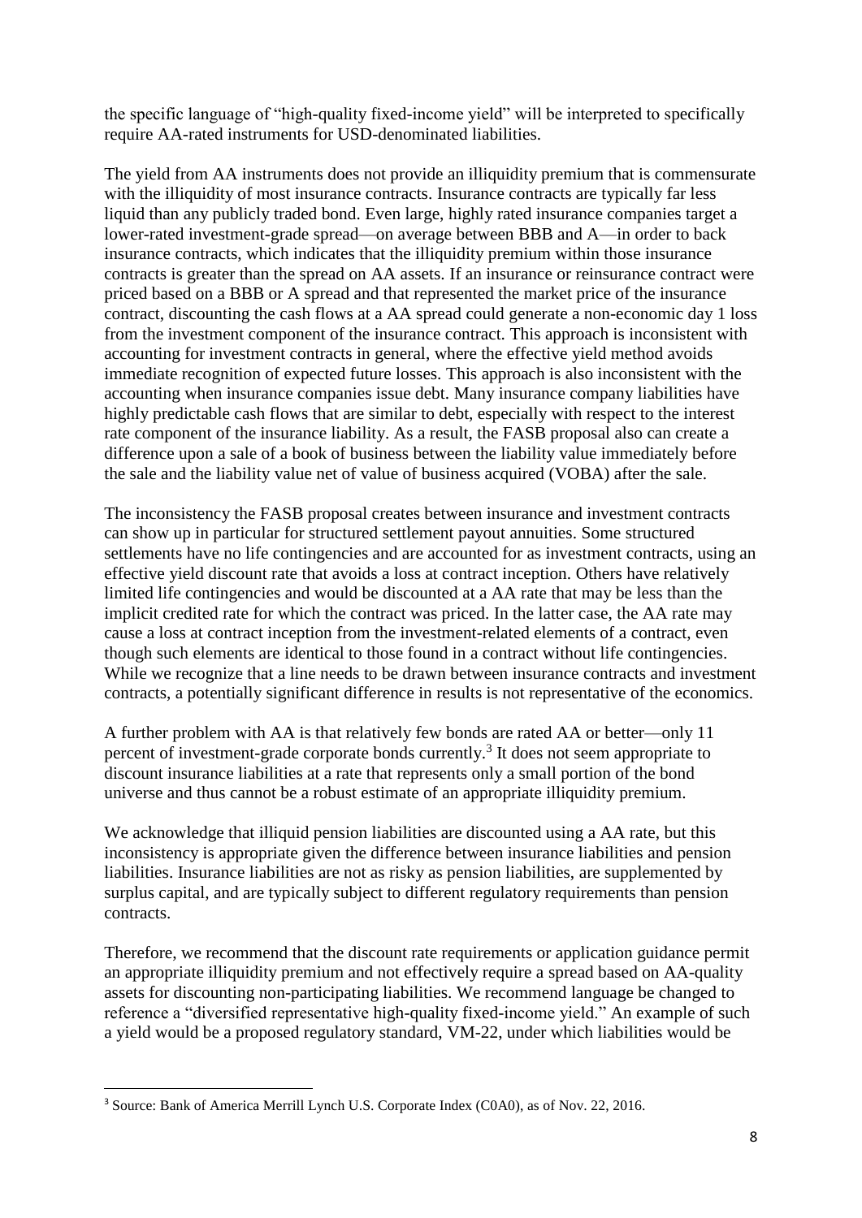the specific language of "high-quality fixed-income yield" will be interpreted to specifically require AA-rated instruments for USD-denominated liabilities.

The yield from AA instruments does not provide an illiquidity premium that is commensurate with the illiquidity of most insurance contracts. Insurance contracts are typically far less liquid than any publicly traded bond. Even large, highly rated insurance companies target a lower-rated investment-grade spread—on average between BBB and A—in order to back insurance contracts, which indicates that the illiquidity premium within those insurance contracts is greater than the spread on AA assets. If an insurance or reinsurance contract were priced based on a BBB or A spread and that represented the market price of the insurance contract, discounting the cash flows at a AA spread could generate a non-economic day 1 loss from the investment component of the insurance contract. This approach is inconsistent with accounting for investment contracts in general, where the effective yield method avoids immediate recognition of expected future losses. This approach is also inconsistent with the accounting when insurance companies issue debt. Many insurance company liabilities have highly predictable cash flows that are similar to debt, especially with respect to the interest rate component of the insurance liability. As a result, the FASB proposal also can create a difference upon a sale of a book of business between the liability value immediately before the sale and the liability value net of value of business acquired (VOBA) after the sale.

The inconsistency the FASB proposal creates between insurance and investment contracts can show up in particular for structured settlement payout annuities. Some structured settlements have no life contingencies and are accounted for as investment contracts, using an effective yield discount rate that avoids a loss at contract inception. Others have relatively limited life contingencies and would be discounted at a AA rate that may be less than the implicit credited rate for which the contract was priced. In the latter case, the AA rate may cause a loss at contract inception from the investment-related elements of a contract, even though such elements are identical to those found in a contract without life contingencies. While we recognize that a line needs to be drawn between insurance contracts and investment contracts, a potentially significant difference in results is not representative of the economics.

A further problem with AA is that relatively few bonds are rated AA or better—only 11 percent of investment-grade corporate bonds currently.[3] It does not seem appropriate to discount insurance liabilities at a rate that represents only a small portion of the bond universe and thus cannot be a robust estimate of an appropriate illiquidity premium.

We acknowledge that illiquid pension liabilities are discounted using a AA rate, but this inconsistency is appropriate given the difference between insurance liabilities and pension liabilities. Insurance liabilities are not as risky as pension liabilities, are supplemented by surplus capital, and are typically subject to different regulatory requirements than pension contracts.

Therefore, we recommend that the discount rate requirements or application guidance permit an appropriate illiquidity premium and not effectively require a spread based on AA-quality assets for discounting non-participating liabilities. We recommend language be changed to reference a "diversified representative high-quality fixed-income yield." An example of such a yield would be a proposed regulatory standard, VM-22, under which liabilities would be

---

[3] Source: Bank of America Merrill Lynch U.S. Corporate Index (C0A0), as of Nov. 22, 2016.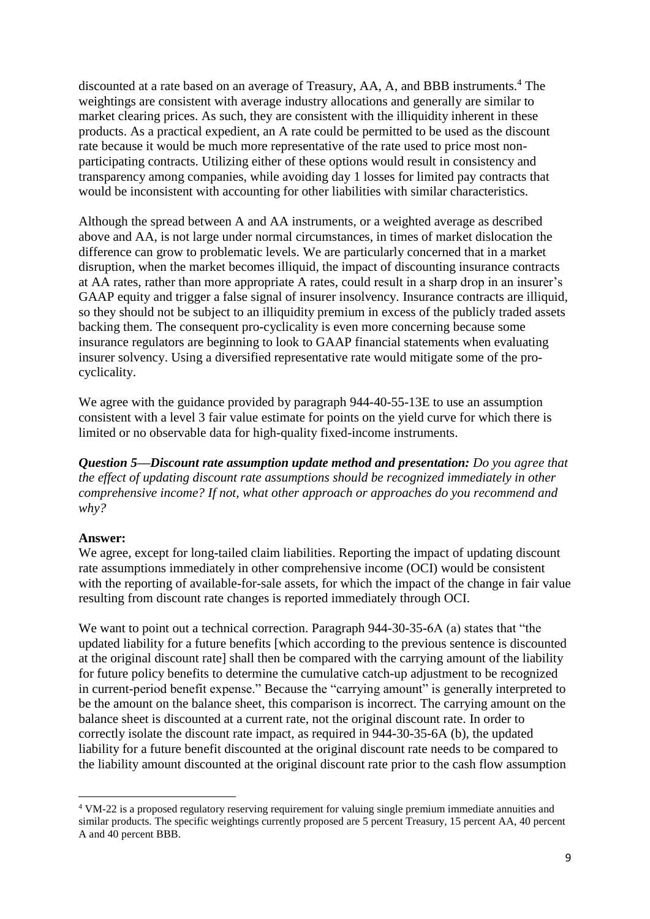discounted at a rate based on an average of Treasury, AA, A, and BBB instruments.[4] The weightings are consistent with average industry allocations and generally are similar to market clearing prices. As such, they are consistent with the illiquidity inherent in these products. As a practical expedient, an A rate could be permitted to be used as the discount rate because it would be much more representative of the rate used to price most non-participating contracts. Utilizing either of these options would result in consistency and transparency among companies, while avoiding day 1 losses for limited pay contracts that would be inconsistent with accounting for other liabilities with similar characteristics.

Although the spread between A and AA instruments, or a weighted average as described above and AA, is not large under normal circumstances, in times of market dislocation the difference can grow to problematic levels. We are particularly concerned that in a market disruption, when the market becomes illiquid, the impact of discounting insurance contracts at AA rates, rather than more appropriate A rates, could result in a sharp drop in an insurer's GAAP equity and trigger a false signal of insurer insolvency. Insurance contracts are illiquid, so they should not be subject to an illiquidity premium in excess of the publicly traded assets backing them. The consequent pro-cyclicality is even more concerning because some insurance regulators are beginning to look to GAAP financial statements when evaluating insurer solvency. Using a diversified representative rate would mitigate some of the pro-cyclicality.

We agree with the guidance provided by paragraph 944-40-55-13E to use an assumption consistent with a level 3 fair value estimate for points on the yield curve for which there is limited or no observable data for high-quality fixed-income instruments.

***Question 5—Discount rate assumption update method and presentation:*** *Do you agree that the effect of updating discount rate assumptions should be recognized immediately in other comprehensive income? If not, what other approach or approaches do you recommend and why?*

**Answer:**
We agree, except for long-tailed claim liabilities. Reporting the impact of updating discount rate assumptions immediately in other comprehensive income (OCI) would be consistent with the reporting of available-for-sale assets, for which the impact of the change in fair value resulting from discount rate changes is reported immediately through OCI.

We want to point out a technical correction. Paragraph 944-30-35-6A (a) states that "the updated liability for a future benefits [which according to the previous sentence is discounted at the original discount rate] shall then be compared with the carrying amount of the liability for future policy benefits to determine the cumulative catch-up adjustment to be recognized in current-period benefit expense." Because the "carrying amount" is generally interpreted to be the amount on the balance sheet, this comparison is incorrect. The carrying amount on the balance sheet is discounted at a current rate, not the original discount rate. In order to correctly isolate the discount rate impact, as required in 944-30-35-6A (b), the updated liability for a future benefit discounted at the original discount rate needs to be compared to the liability amount discounted at the original discount rate prior to the cash flow assumption

[4] VM-22 is a proposed regulatory reserving requirement for valuing single premium immediate annuities and similar products. The specific weightings currently proposed are 5 percent Treasury, 15 percent AA, 40 percent A and 40 percent BBB.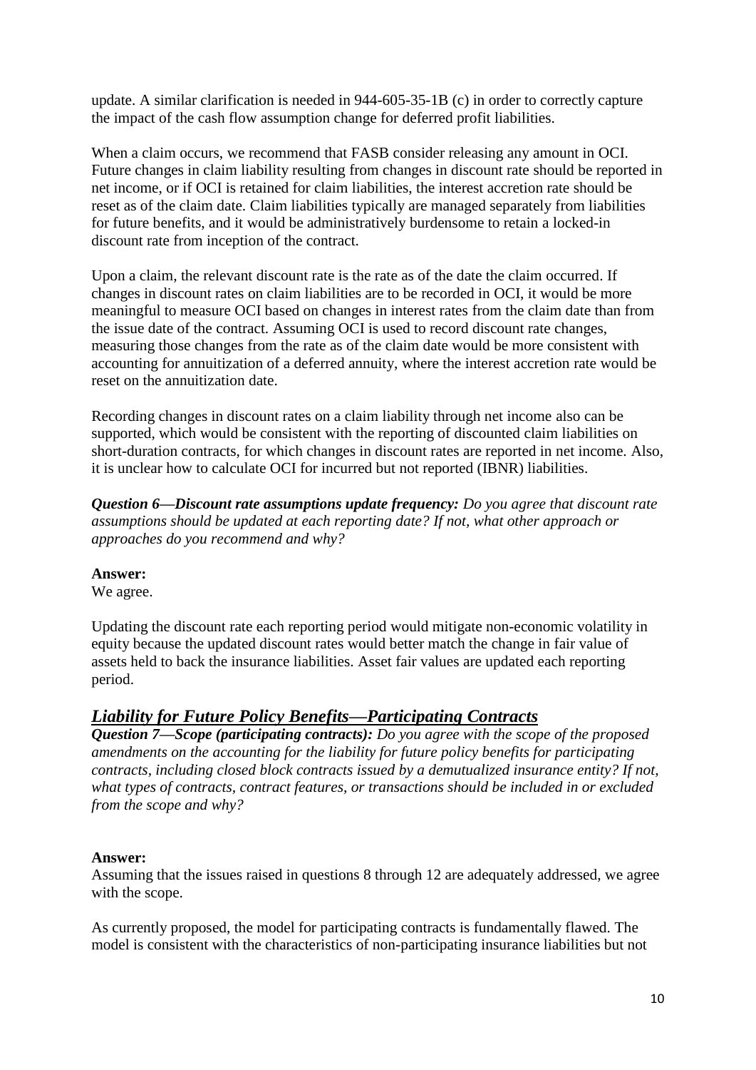update. A similar clarification is needed in 944-605-35-1B (c) in order to correctly capture the impact of the cash flow assumption change for deferred profit liabilities.

When a claim occurs, we recommend that FASB consider releasing any amount in OCI. Future changes in claim liability resulting from changes in discount rate should be reported in net income, or if OCI is retained for claim liabilities, the interest accretion rate should be reset as of the claim date. Claim liabilities typically are managed separately from liabilities for future benefits, and it would be administratively burdensome to retain a locked-in discount rate from inception of the contract.

Upon a claim, the relevant discount rate is the rate as of the date the claim occurred. If changes in discount rates on claim liabilities are to be recorded in OCI, it would be more meaningful to measure OCI based on changes in interest rates from the claim date than from the issue date of the contract. Assuming OCI is used to record discount rate changes, measuring those changes from the rate as of the claim date would be more consistent with accounting for annuitization of a deferred annuity, where the interest accretion rate would be reset on the annuitization date.

Recording changes in discount rates on a claim liability through net income also can be supported, which would be consistent with the reporting of discounted claim liabilities on short-duration contracts, for which changes in discount rates are reported in net income. Also, it is unclear how to calculate OCI for incurred but not reported (IBNR) liabilities.

***Question 6—Discount rate assumptions update frequency:*** *Do you agree that discount rate assumptions should be updated at each reporting date? If not, what other approach or approaches do you recommend and why?*

**Answer:**
We agree.

Updating the discount rate each reporting period would mitigate non-economic volatility in equity because the updated discount rates would better match the change in fair value of assets held to back the insurance liabilities. Asset fair values are updated each reporting period.

## ***Liability for Future Policy Benefits—Participating Contracts***

***Question 7—Scope (participating contracts):*** *Do you agree with the scope of the proposed amendments on the accounting for the liability for future policy benefits for participating contracts, including closed block contracts issued by a demutualized insurance entity? If not, what types of contracts, contract features, or transactions should be included in or excluded from the scope and why?*

**Answer:**
Assuming that the issues raised in questions 8 through 12 are adequately addressed, we agree with the scope.

As currently proposed, the model for participating contracts is fundamentally flawed. The model is consistent with the characteristics of non-participating insurance liabilities but not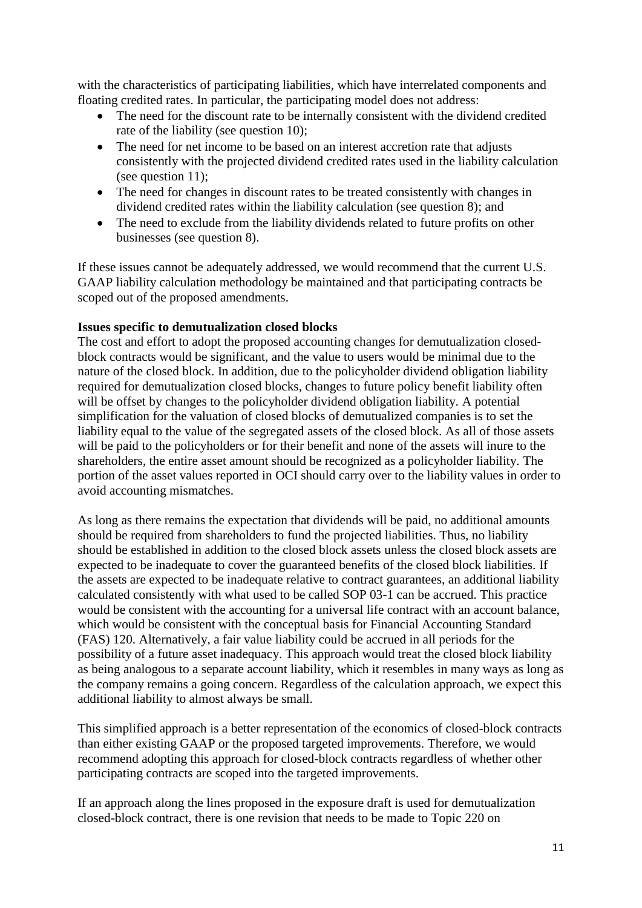with the characteristics of participating liabilities, which have interrelated components and floating credited rates. In particular, the participating model does not address:

- The need for the discount rate to be internally consistent with the dividend credited rate of the liability (see question 10);
- The need for net income to be based on an interest accretion rate that adjusts consistently with the projected dividend credited rates used in the liability calculation (see question 11);
- The need for changes in discount rates to be treated consistently with changes in dividend credited rates within the liability calculation (see question 8); and
- The need to exclude from the liability dividends related to future profits on other businesses (see question 8).

If these issues cannot be adequately addressed, we would recommend that the current U.S. GAAP liability calculation methodology be maintained and that participating contracts be scoped out of the proposed amendments.

**Issues specific to demutualization closed blocks**

The cost and effort to adopt the proposed accounting changes for demutualization closed-block contracts would be significant, and the value to users would be minimal due to the nature of the closed block. In addition, due to the policyholder dividend obligation liability required for demutualization closed blocks, changes to future policy benefit liability often will be offset by changes to the policyholder dividend obligation liability. A potential simplification for the valuation of closed blocks of demutualized companies is to set the liability equal to the value of the segregated assets of the closed block. As all of those assets will be paid to the policyholders or for their benefit and none of the assets will inure to the shareholders, the entire asset amount should be recognized as a policyholder liability. The portion of the asset values reported in OCI should carry over to the liability values in order to avoid accounting mismatches.

As long as there remains the expectation that dividends will be paid, no additional amounts should be required from shareholders to fund the projected liabilities. Thus, no liability should be established in addition to the closed block assets unless the closed block assets are expected to be inadequate to cover the guaranteed benefits of the closed block liabilities. If the assets are expected to be inadequate relative to contract guarantees, an additional liability calculated consistently with what used to be called SOP 03-1 can be accrued. This practice would be consistent with the accounting for a universal life contract with an account balance, which would be consistent with the conceptual basis for Financial Accounting Standard (FAS) 120. Alternatively, a fair value liability could be accrued in all periods for the possibility of a future asset inadequacy. This approach would treat the closed block liability as being analogous to a separate account liability, which it resembles in many ways as long as the company remains a going concern. Regardless of the calculation approach, we expect this additional liability to almost always be small.

This simplified approach is a better representation of the economics of closed-block contracts than either existing GAAP or the proposed targeted improvements. Therefore, we would recommend adopting this approach for closed-block contracts regardless of whether other participating contracts are scoped into the targeted improvements.

If an approach along the lines proposed in the exposure draft is used for demutualization closed-block contract, there is one revision that needs to be made to Topic 220 on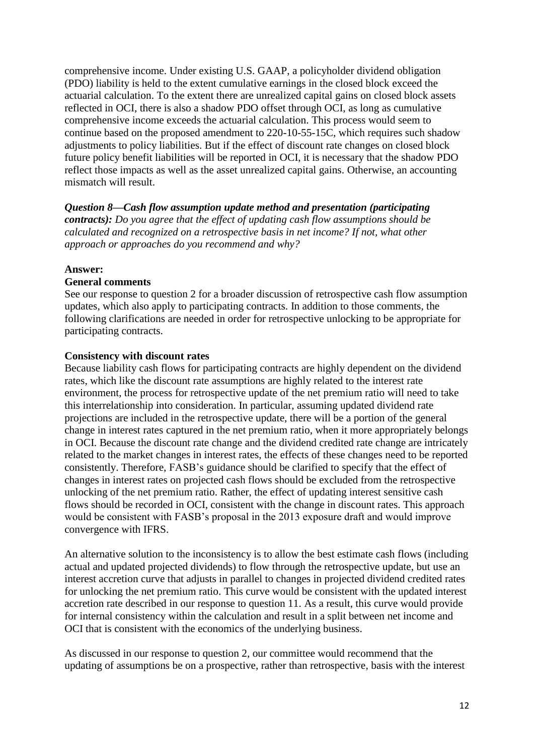comprehensive income. Under existing U.S. GAAP, a policyholder dividend obligation (PDO) liability is held to the extent cumulative earnings in the closed block exceed the actuarial calculation. To the extent there are unrealized capital gains on closed block assets reflected in OCI, there is also a shadow PDO offset through OCI, as long as cumulative comprehensive income exceeds the actuarial calculation. This process would seem to continue based on the proposed amendment to 220-10-55-15C, which requires such shadow adjustments to policy liabilities. But if the effect of discount rate changes on closed block future policy benefit liabilities will be reported in OCI, it is necessary that the shadow PDO reflect those impacts as well as the asset unrealized capital gains. Otherwise, an accounting mismatch will result.

***Question 8—Cash flow assumption update method and presentation (participating contracts):*** *Do you agree that the effect of updating cash flow assumptions should be calculated and recognized on a retrospective basis in net income? If not, what other approach or approaches do you recommend and why?*

**Answer:**

**General comments**

See our response to question 2 for a broader discussion of retrospective cash flow assumption updates, which also apply to participating contracts. In addition to those comments, the following clarifications are needed in order for retrospective unlocking to be appropriate for participating contracts.

**Consistency with discount rates**

Because liability cash flows for participating contracts are highly dependent on the dividend rates, which like the discount rate assumptions are highly related to the interest rate environment, the process for retrospective update of the net premium ratio will need to take this interrelationship into consideration. In particular, assuming updated dividend rate projections are included in the retrospective update, there will be a portion of the general change in interest rates captured in the net premium ratio, when it more appropriately belongs in OCI. Because the discount rate change and the dividend credited rate change are intricately related to the market changes in interest rates, the effects of these changes need to be reported consistently. Therefore, FASB's guidance should be clarified to specify that the effect of changes in interest rates on projected cash flows should be excluded from the retrospective unlocking of the net premium ratio. Rather, the effect of updating interest sensitive cash flows should be recorded in OCI, consistent with the change in discount rates. This approach would be consistent with FASB's proposal in the 2013 exposure draft and would improve convergence with IFRS.

An alternative solution to the inconsistency is to allow the best estimate cash flows (including actual and updated projected dividends) to flow through the retrospective update, but use an interest accretion curve that adjusts in parallel to changes in projected dividend credited rates for unlocking the net premium ratio. This curve would be consistent with the updated interest accretion rate described in our response to question 11. As a result, this curve would provide for internal consistency within the calculation and result in a split between net income and OCI that is consistent with the economics of the underlying business.

As discussed in our response to question 2, our committee would recommend that the updating of assumptions be on a prospective, rather than retrospective, basis with the interest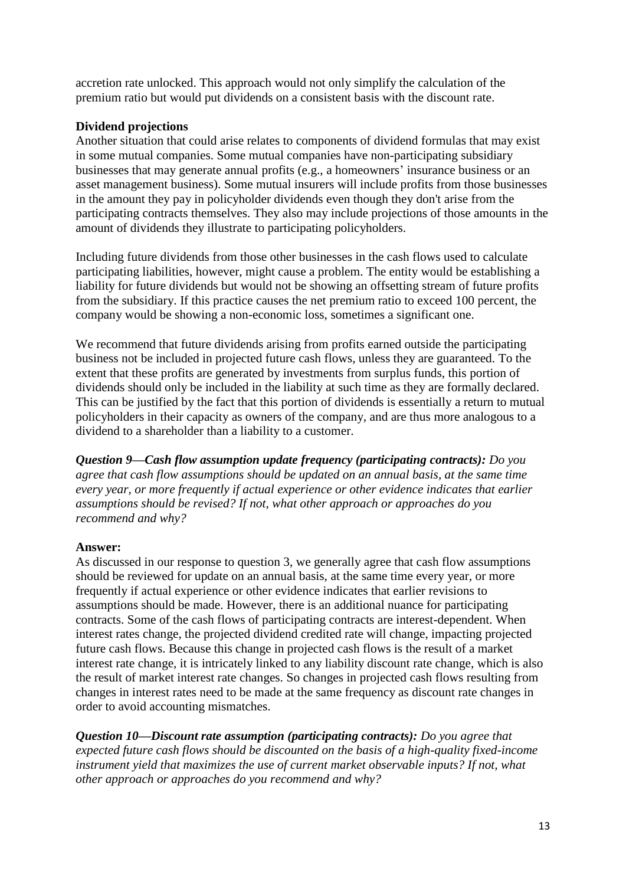accretion rate unlocked. This approach would not only simplify the calculation of the premium ratio but would put dividends on a consistent basis with the discount rate.

**Dividend projections**

Another situation that could arise relates to components of dividend formulas that may exist in some mutual companies. Some mutual companies have non-participating subsidiary businesses that may generate annual profits (e.g., a homeowners' insurance business or an asset management business). Some mutual insurers will include profits from those businesses in the amount they pay in policyholder dividends even though they don't arise from the participating contracts themselves. They also may include projections of those amounts in the amount of dividends they illustrate to participating policyholders.

Including future dividends from those other businesses in the cash flows used to calculate participating liabilities, however, might cause a problem. The entity would be establishing a liability for future dividends but would not be showing an offsetting stream of future profits from the subsidiary. If this practice causes the net premium ratio to exceed 100 percent, the company would be showing a non-economic loss, sometimes a significant one.

We recommend that future dividends arising from profits earned outside the participating business not be included in projected future cash flows, unless they are guaranteed. To the extent that these profits are generated by investments from surplus funds, this portion of dividends should only be included in the liability at such time as they are formally declared. This can be justified by the fact that this portion of dividends is essentially a return to mutual policyholders in their capacity as owners of the company, and are thus more analogous to a dividend to a shareholder than a liability to a customer.

***Question 9—Cash flow assumption update frequency (participating contracts):*** *Do you agree that cash flow assumptions should be updated on an annual basis, at the same time every year, or more frequently if actual experience or other evidence indicates that earlier assumptions should be revised? If not, what other approach or approaches do you recommend and why?*

**Answer:**

As discussed in our response to question 3, we generally agree that cash flow assumptions should be reviewed for update on an annual basis, at the same time every year, or more frequently if actual experience or other evidence indicates that earlier revisions to assumptions should be made. However, there is an additional nuance for participating contracts. Some of the cash flows of participating contracts are interest-dependent. When interest rates change, the projected dividend credited rate will change, impacting projected future cash flows. Because this change in projected cash flows is the result of a market interest rate change, it is intricately linked to any liability discount rate change, which is also the result of market interest rate changes. So changes in projected cash flows resulting from changes in interest rates need to be made at the same frequency as discount rate changes in order to avoid accounting mismatches.

***Question 10—Discount rate assumption (participating contracts):*** *Do you agree that expected future cash flows should be discounted on the basis of a high-quality fixed-income instrument yield that maximizes the use of current market observable inputs? If not, what other approach or approaches do you recommend and why?*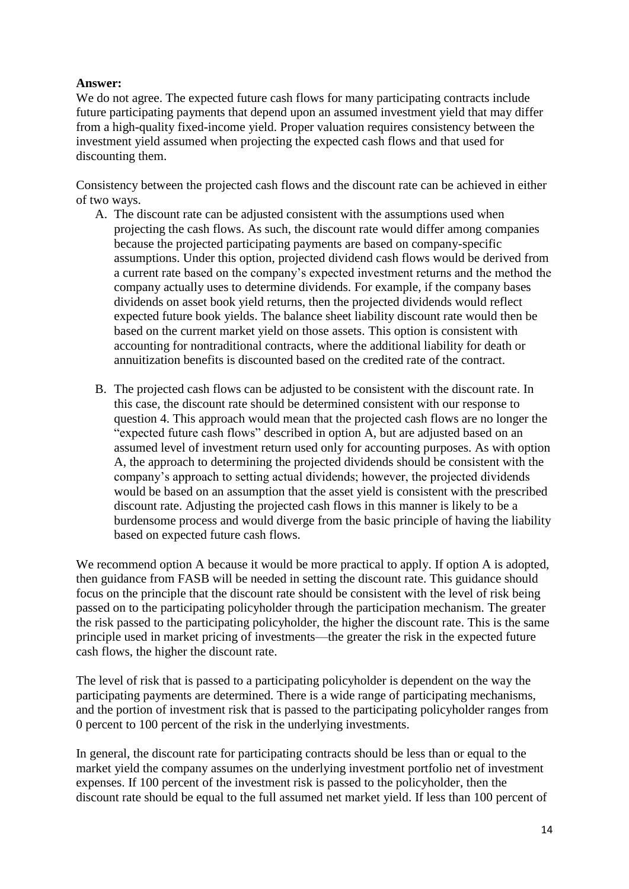**Answer:**
We do not agree. The expected future cash flows for many participating contracts include future participating payments that depend upon an assumed investment yield that may differ from a high-quality fixed-income yield. Proper valuation requires consistency between the investment yield assumed when projecting the expected cash flows and that used for discounting them.

Consistency between the projected cash flows and the discount rate can be achieved in either of two ways.

A. The discount rate can be adjusted consistent with the assumptions used when projecting the cash flows. As such, the discount rate would differ among companies because the projected participating payments are based on company-specific assumptions. Under this option, projected dividend cash flows would be derived from a current rate based on the company's expected investment returns and the method the company actually uses to determine dividends. For example, if the company bases dividends on asset book yield returns, then the projected dividends would reflect expected future book yields. The balance sheet liability discount rate would then be based on the current market yield on those assets. This option is consistent with accounting for nontraditional contracts, where the additional liability for death or annuitization benefits is discounted based on the credited rate of the contract.

B. The projected cash flows can be adjusted to be consistent with the discount rate. In this case, the discount rate should be determined consistent with our response to question 4. This approach would mean that the projected cash flows are no longer the "expected future cash flows" described in option A, but are adjusted based on an assumed level of investment return used only for accounting purposes. As with option A, the approach to determining the projected dividends should be consistent with the company's approach to setting actual dividends; however, the projected dividends would be based on an assumption that the asset yield is consistent with the prescribed discount rate. Adjusting the projected cash flows in this manner is likely to be a burdensome process and would diverge from the basic principle of having the liability based on expected future cash flows.

We recommend option A because it would be more practical to apply. If option A is adopted, then guidance from FASB will be needed in setting the discount rate. This guidance should focus on the principle that the discount rate should be consistent with the level of risk being passed on to the participating policyholder through the participation mechanism. The greater the risk passed to the participating policyholder, the higher the discount rate. This is the same principle used in market pricing of investments—the greater the risk in the expected future cash flows, the higher the discount rate.

The level of risk that is passed to a participating policyholder is dependent on the way the participating payments are determined. There is a wide range of participating mechanisms, and the portion of investment risk that is passed to the participating policyholder ranges from 0 percent to 100 percent of the risk in the underlying investments.

In general, the discount rate for participating contracts should be less than or equal to the market yield the company assumes on the underlying investment portfolio net of investment expenses. If 100 percent of the investment risk is passed to the policyholder, then the discount rate should be equal to the full assumed net market yield. If less than 100 percent of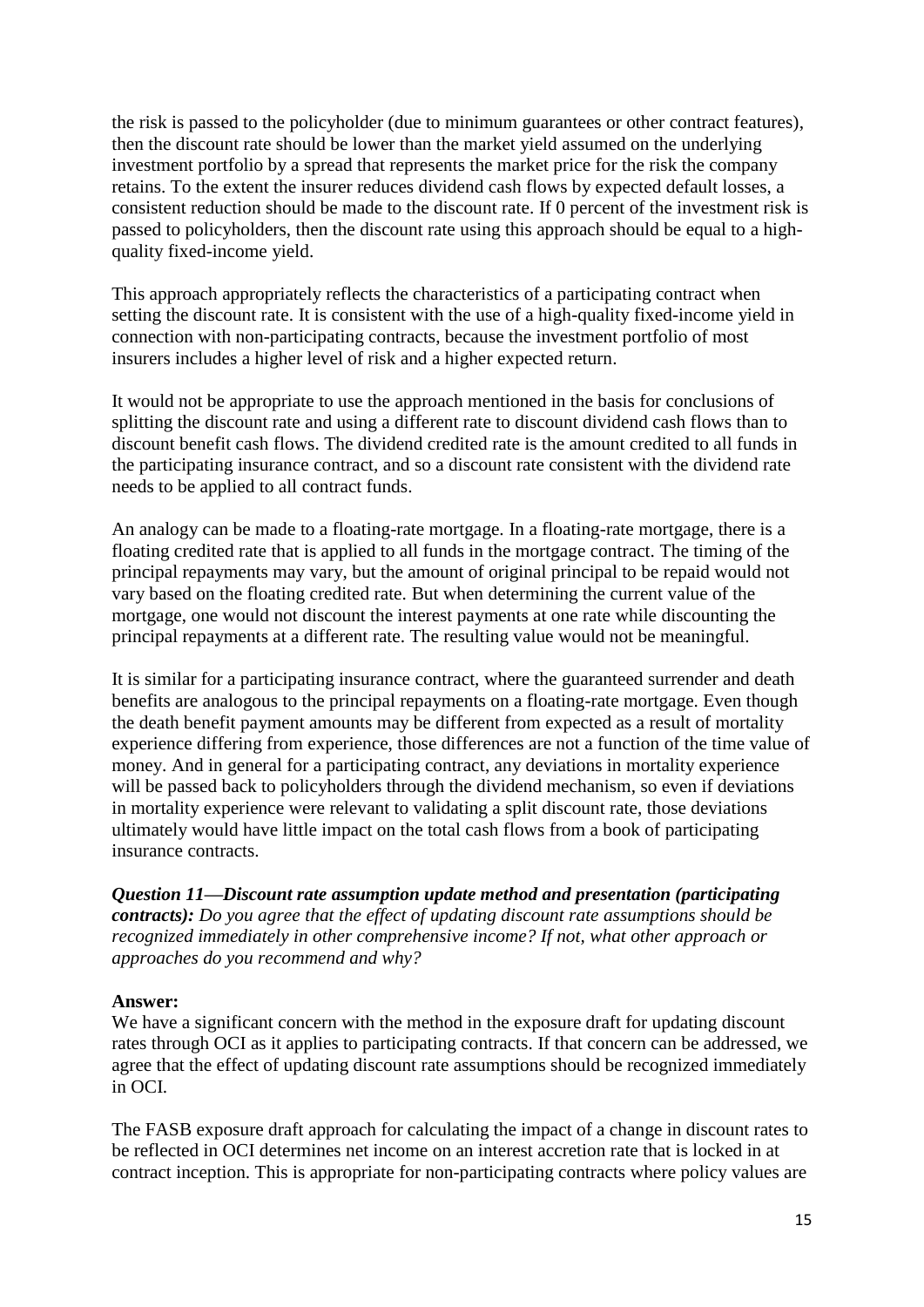the risk is passed to the policyholder (due to minimum guarantees or other contract features), then the discount rate should be lower than the market yield assumed on the underlying investment portfolio by a spread that represents the market price for the risk the company retains. To the extent the insurer reduces dividend cash flows by expected default losses, a consistent reduction should be made to the discount rate. If 0 percent of the investment risk is passed to policyholders, then the discount rate using this approach should be equal to a high-quality fixed-income yield.

This approach appropriately reflects the characteristics of a participating contract when setting the discount rate. It is consistent with the use of a high-quality fixed-income yield in connection with non-participating contracts, because the investment portfolio of most insurers includes a higher level of risk and a higher expected return.

It would not be appropriate to use the approach mentioned in the basis for conclusions of splitting the discount rate and using a different rate to discount dividend cash flows than to discount benefit cash flows. The dividend credited rate is the amount credited to all funds in the participating insurance contract, and so a discount rate consistent with the dividend rate needs to be applied to all contract funds.

An analogy can be made to a floating-rate mortgage. In a floating-rate mortgage, there is a floating credited rate that is applied to all funds in the mortgage contract. The timing of the principal repayments may vary, but the amount of original principal to be repaid would not vary based on the floating credited rate. But when determining the current value of the mortgage, one would not discount the interest payments at one rate while discounting the principal repayments at a different rate. The resulting value would not be meaningful.

It is similar for a participating insurance contract, where the guaranteed surrender and death benefits are analogous to the principal repayments on a floating-rate mortgage. Even though the death benefit payment amounts may be different from expected as a result of mortality experience differing from experience, those differences are not a function of the time value of money. And in general for a participating contract, any deviations in mortality experience will be passed back to policyholders through the dividend mechanism, so even if deviations in mortality experience were relevant to validating a split discount rate, those deviations ultimately would have little impact on the total cash flows from a book of participating insurance contracts.

***Question 11—Discount rate assumption update method and presentation (participating contracts):*** *Do you agree that the effect of updating discount rate assumptions should be recognized immediately in other comprehensive income? If not, what other approach or approaches do you recommend and why?*

**Answer:**
We have a significant concern with the method in the exposure draft for updating discount rates through OCI as it applies to participating contracts. If that concern can be addressed, we agree that the effect of updating discount rate assumptions should be recognized immediately in OCI.

The FASB exposure draft approach for calculating the impact of a change in discount rates to be reflected in OCI determines net income on an interest accretion rate that is locked in at contract inception. This is appropriate for non-participating contracts where policy values are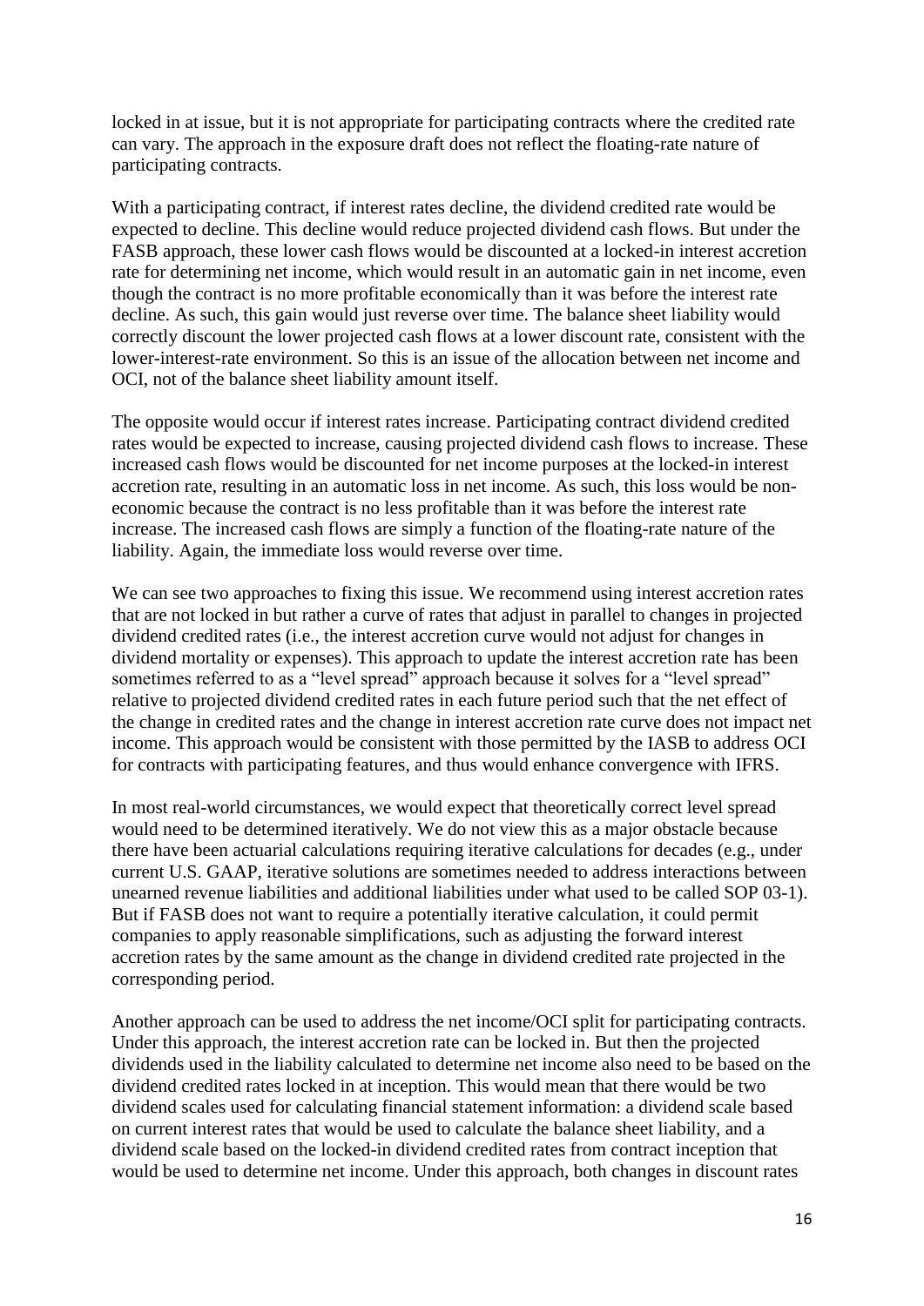locked in at issue, but it is not appropriate for participating contracts where the credited rate can vary. The approach in the exposure draft does not reflect the floating-rate nature of participating contracts.

With a participating contract, if interest rates decline, the dividend credited rate would be expected to decline. This decline would reduce projected dividend cash flows. But under the FASB approach, these lower cash flows would be discounted at a locked-in interest accretion rate for determining net income, which would result in an automatic gain in net income, even though the contract is no more profitable economically than it was before the interest rate decline. As such, this gain would just reverse over time. The balance sheet liability would correctly discount the lower projected cash flows at a lower discount rate, consistent with the lower-interest-rate environment. So this is an issue of the allocation between net income and OCI, not of the balance sheet liability amount itself.

The opposite would occur if interest rates increase. Participating contract dividend credited rates would be expected to increase, causing projected dividend cash flows to increase. These increased cash flows would be discounted for net income purposes at the locked-in interest accretion rate, resulting in an automatic loss in net income. As such, this loss would be non-economic because the contract is no less profitable than it was before the interest rate increase. The increased cash flows are simply a function of the floating-rate nature of the liability. Again, the immediate loss would reverse over time.

We can see two approaches to fixing this issue. We recommend using interest accretion rates that are not locked in but rather a curve of rates that adjust in parallel to changes in projected dividend credited rates (i.e., the interest accretion curve would not adjust for changes in dividend mortality or expenses). This approach to update the interest accretion rate has been sometimes referred to as a "level spread" approach because it solves for a "level spread" relative to projected dividend credited rates in each future period such that the net effect of the change in credited rates and the change in interest accretion rate curve does not impact net income. This approach would be consistent with those permitted by the IASB to address OCI for contracts with participating features, and thus would enhance convergence with IFRS.

In most real-world circumstances, we would expect that theoretically correct level spread would need to be determined iteratively. We do not view this as a major obstacle because there have been actuarial calculations requiring iterative calculations for decades (e.g., under current U.S. GAAP, iterative solutions are sometimes needed to address interactions between unearned revenue liabilities and additional liabilities under what used to be called SOP 03-1). But if FASB does not want to require a potentially iterative calculation, it could permit companies to apply reasonable simplifications, such as adjusting the forward interest accretion rates by the same amount as the change in dividend credited rate projected in the corresponding period.

Another approach can be used to address the net income/OCI split for participating contracts. Under this approach, the interest accretion rate can be locked in. But then the projected dividends used in the liability calculated to determine net income also need to be based on the dividend credited rates locked in at inception. This would mean that there would be two dividend scales used for calculating financial statement information: a dividend scale based on current interest rates that would be used to calculate the balance sheet liability, and a dividend scale based on the locked-in dividend credited rates from contract inception that would be used to determine net income. Under this approach, both changes in discount rates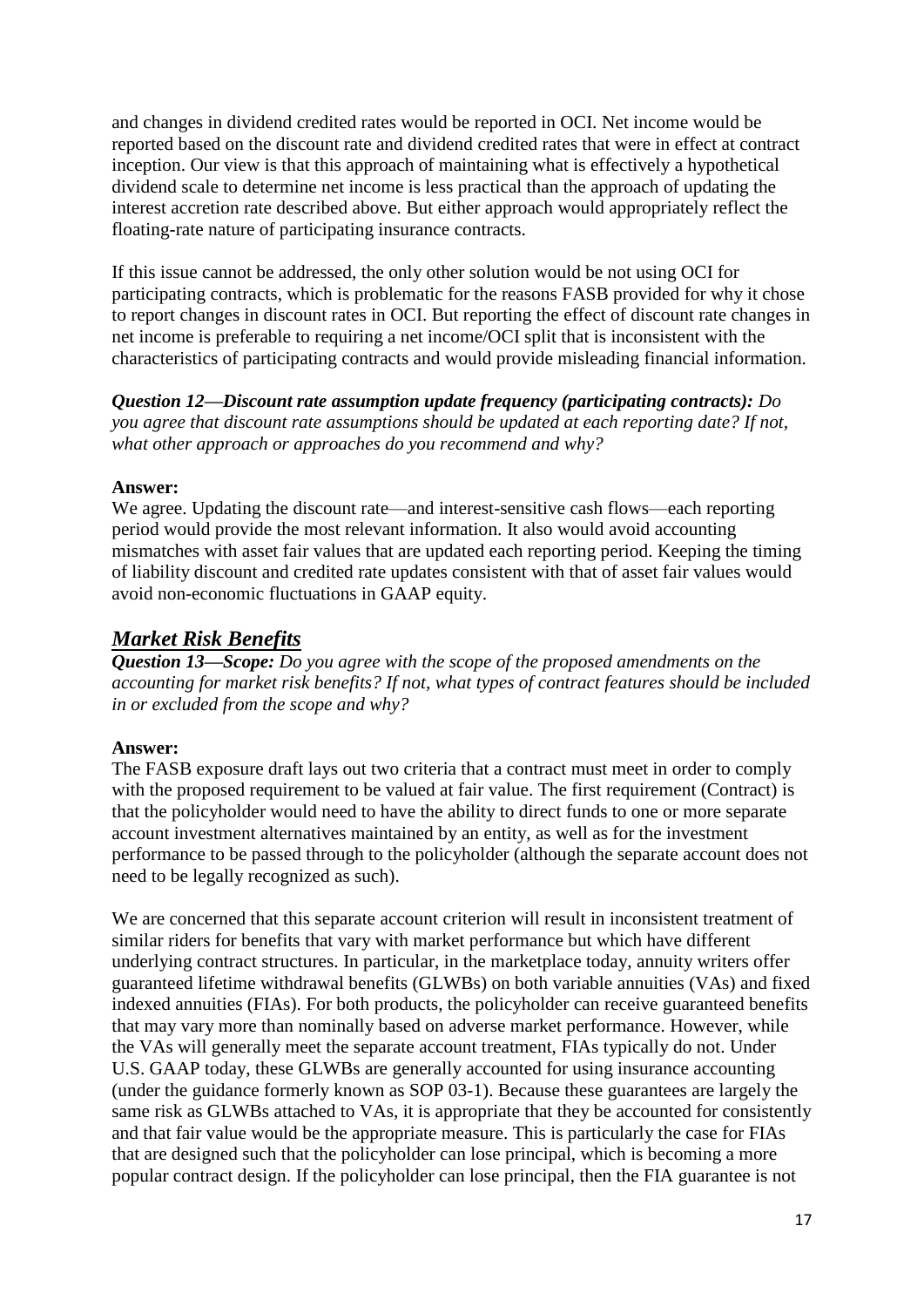and changes in dividend credited rates would be reported in OCI. Net income would be reported based on the discount rate and dividend credited rates that were in effect at contract inception. Our view is that this approach of maintaining what is effectively a hypothetical dividend scale to determine net income is less practical than the approach of updating the interest accretion rate described above. But either approach would appropriately reflect the floating-rate nature of participating insurance contracts.

If this issue cannot be addressed, the only other solution would be not using OCI for participating contracts, which is problematic for the reasons FASB provided for why it chose to report changes in discount rates in OCI. But reporting the effect of discount rate changes in net income is preferable to requiring a net income/OCI split that is inconsistent with the characteristics of participating contracts and would provide misleading financial information.

***Question 12—Discount rate assumption update frequency (participating contracts):*** *Do you agree that discount rate assumptions should be updated at each reporting date? If not, what other approach or approaches do you recommend and why?*

**Answer:**
We agree. Updating the discount rate—and interest-sensitive cash flows—each reporting period would provide the most relevant information. It also would avoid accounting mismatches with asset fair values that are updated each reporting period. Keeping the timing of liability discount and credited rate updates consistent with that of asset fair values would avoid non-economic fluctuations in GAAP equity.

## ***Market Risk Benefits***

***Question 13—Scope:*** *Do you agree with the scope of the proposed amendments on the accounting for market risk benefits? If not, what types of contract features should be included in or excluded from the scope and why?*

**Answer:**
The FASB exposure draft lays out two criteria that a contract must meet in order to comply with the proposed requirement to be valued at fair value. The first requirement (Contract) is that the policyholder would need to have the ability to direct funds to one or more separate account investment alternatives maintained by an entity, as well as for the investment performance to be passed through to the policyholder (although the separate account does not need to be legally recognized as such).

We are concerned that this separate account criterion will result in inconsistent treatment of similar riders for benefits that vary with market performance but which have different underlying contract structures. In particular, in the marketplace today, annuity writers offer guaranteed lifetime withdrawal benefits (GLWBs) on both variable annuities (VAs) and fixed indexed annuities (FIAs). For both products, the policyholder can receive guaranteed benefits that may vary more than nominally based on adverse market performance. However, while the VAs will generally meet the separate account treatment, FIAs typically do not. Under U.S. GAAP today, these GLWBs are generally accounted for using insurance accounting (under the guidance formerly known as SOP 03-1). Because these guarantees are largely the same risk as GLWBs attached to VAs, it is appropriate that they be accounted for consistently and that fair value would be the appropriate measure. This is particularly the case for FIAs that are designed such that the policyholder can lose principal, which is becoming a more popular contract design. If the policyholder can lose principal, then the FIA guarantee is not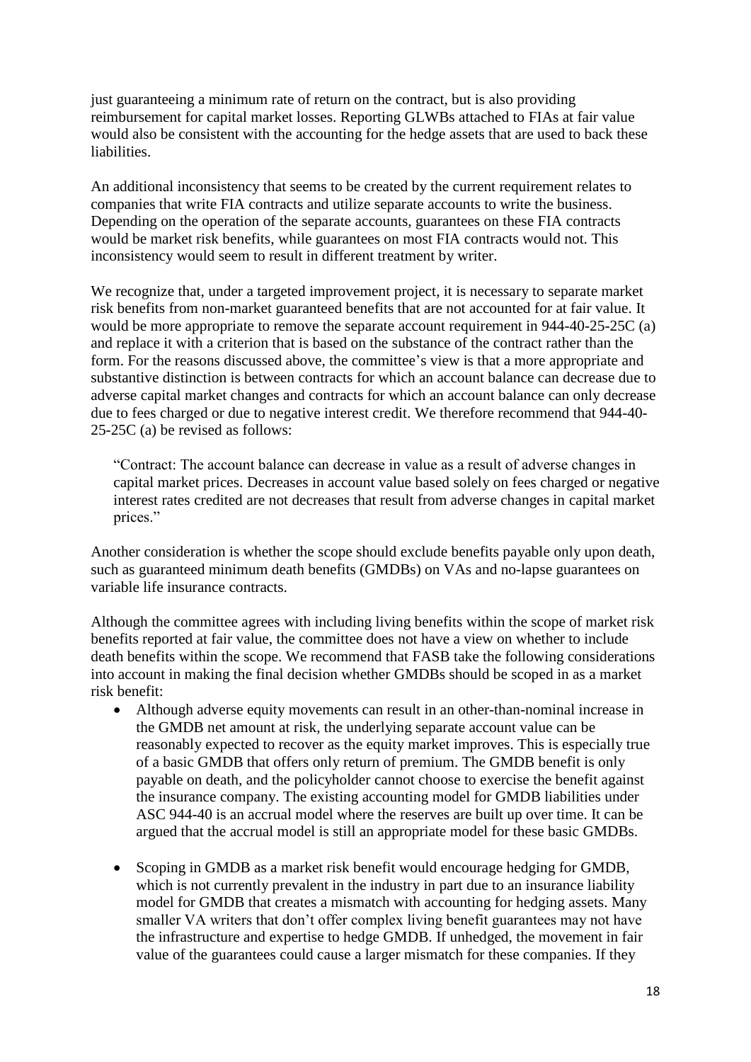just guaranteeing a minimum rate of return on the contract, but is also providing reimbursement for capital market losses. Reporting GLWBs attached to FIAs at fair value would also be consistent with the accounting for the hedge assets that are used to back these liabilities.

An additional inconsistency that seems to be created by the current requirement relates to companies that write FIA contracts and utilize separate accounts to write the business. Depending on the operation of the separate accounts, guarantees on these FIA contracts would be market risk benefits, while guarantees on most FIA contracts would not. This inconsistency would seem to result in different treatment by writer.

We recognize that, under a targeted improvement project, it is necessary to separate market risk benefits from non-market guaranteed benefits that are not accounted for at fair value. It would be more appropriate to remove the separate account requirement in 944-40-25-25C (a) and replace it with a criterion that is based on the substance of the contract rather than the form. For the reasons discussed above, the committee's view is that a more appropriate and substantive distinction is between contracts for which an account balance can decrease due to adverse capital market changes and contracts for which an account balance can only decrease due to fees charged or due to negative interest credit. We therefore recommend that 944-40-25-25C (a) be revised as follows:

> "Contract: The account balance can decrease in value as a result of adverse changes in capital market prices. Decreases in account value based solely on fees charged or negative interest rates credited are not decreases that result from adverse changes in capital market prices."

Another consideration is whether the scope should exclude benefits payable only upon death, such as guaranteed minimum death benefits (GMDBs) on VAs and no-lapse guarantees on variable life insurance contracts.

Although the committee agrees with including living benefits within the scope of market risk benefits reported at fair value, the committee does not have a view on whether to include death benefits within the scope. We recommend that FASB take the following considerations into account in making the final decision whether GMDBs should be scoped in as a market risk benefit:

- Although adverse equity movements can result in an other-than-nominal increase in the GMDB net amount at risk, the underlying separate account value can be reasonably expected to recover as the equity market improves. This is especially true of a basic GMDB that offers only return of premium. The GMDB benefit is only payable on death, and the policyholder cannot choose to exercise the benefit against the insurance company. The existing accounting model for GMDB liabilities under ASC 944-40 is an accrual model where the reserves are built up over time. It can be argued that the accrual model is still an appropriate model for these basic GMDBs.

- Scoping in GMDB as a market risk benefit would encourage hedging for GMDB, which is not currently prevalent in the industry in part due to an insurance liability model for GMDB that creates a mismatch with accounting for hedging assets. Many smaller VA writers that don't offer complex living benefit guarantees may not have the infrastructure and expertise to hedge GMDB. If unhedged, the movement in fair value of the guarantees could cause a larger mismatch for these companies. If they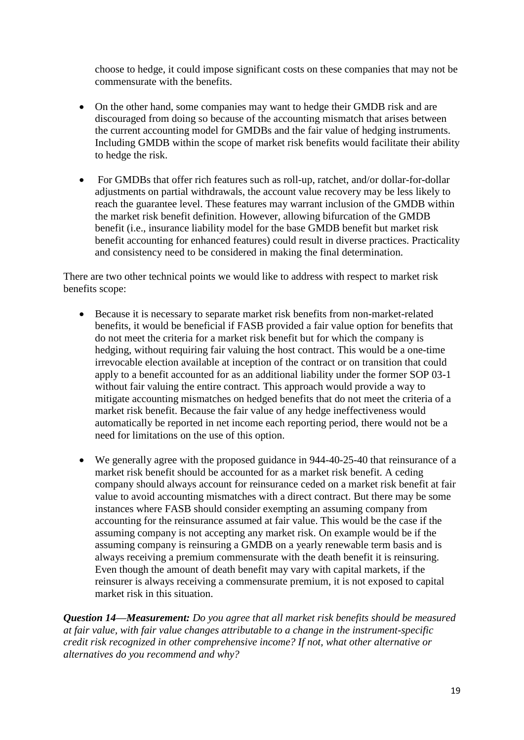choose to hedge, it could impose significant costs on these companies that may not be commensurate with the benefits.

- On the other hand, some companies may want to hedge their GMDB risk and are discouraged from doing so because of the accounting mismatch that arises between the current accounting model for GMDBs and the fair value of hedging instruments. Including GMDB within the scope of market risk benefits would facilitate their ability to hedge the risk.

- For GMDBs that offer rich features such as roll-up, ratchet, and/or dollar-for-dollar adjustments on partial withdrawals, the account value recovery may be less likely to reach the guarantee level. These features may warrant inclusion of the GMDB within the market risk benefit definition. However, allowing bifurcation of the GMDB benefit (i.e., insurance liability model for the base GMDB benefit but market risk benefit accounting for enhanced features) could result in diverse practices. Practicality and consistency need to be considered in making the final determination.

There are two other technical points we would like to address with respect to market risk benefits scope:

- Because it is necessary to separate market risk benefits from non-market-related benefits, it would be beneficial if FASB provided a fair value option for benefits that do not meet the criteria for a market risk benefit but for which the company is hedging, without requiring fair valuing the host contract. This would be a one-time irrevocable election available at inception of the contract or on transition that could apply to a benefit accounted for as an additional liability under the former SOP 03-1 without fair valuing the entire contract. This approach would provide a way to mitigate accounting mismatches on hedged benefits that do not meet the criteria of a market risk benefit. Because the fair value of any hedge ineffectiveness would automatically be reported in net income each reporting period, there would not be a need for limitations on the use of this option.

- We generally agree with the proposed guidance in 944-40-25-40 that reinsurance of a market risk benefit should be accounted for as a market risk benefit. A ceding company should always account for reinsurance ceded on a market risk benefit at fair value to avoid accounting mismatches with a direct contract. But there may be some instances where FASB should consider exempting an assuming company from accounting for the reinsurance assumed at fair value. This would be the case if the assuming company is not accepting any market risk. On example would be if the assuming company is reinsuring a GMDB on a yearly renewable term basis and is always receiving a premium commensurate with the death benefit it is reinsuring. Even though the amount of death benefit may vary with capital markets, if the reinsurer is always receiving a commensurate premium, it is not exposed to capital market risk in this situation.

***Question 14—Measurement:*** *Do you agree that all market risk benefits should be measured at fair value, with fair value changes attributable to a change in the instrument-specific credit risk recognized in other comprehensive income? If not, what other alternative or alternatives do you recommend and why?*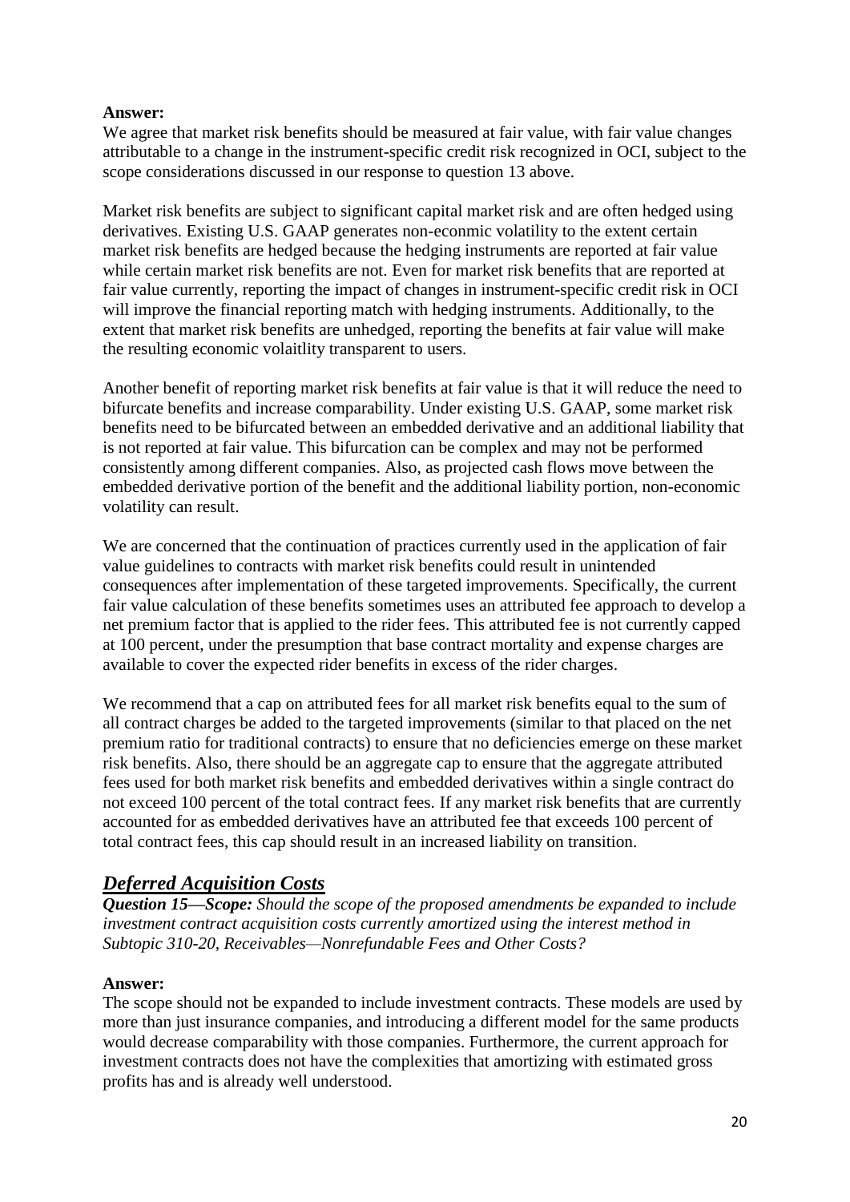**Answer:**
We agree that market risk benefits should be measured at fair value, with fair value changes attributable to a change in the instrument-specific credit risk recognized in OCI, subject to the scope considerations discussed in our response to question 13 above.

Market risk benefits are subject to significant capital market risk and are often hedged using derivatives. Existing U.S. GAAP generates non-econmic volatility to the extent certain market risk benefits are hedged because the hedging instruments are reported at fair value while certain market risk benefits are not. Even for market risk benefits that are reported at fair value currently, reporting the impact of changes in instrument-specific credit risk in OCI will improve the financial reporting match with hedging instruments. Additionally, to the extent that market risk benefits are unhedged, reporting the benefits at fair value will make the resulting economic volaitlity transparent to users.

Another benefit of reporting market risk benefits at fair value is that it will reduce the need to bifurcate benefits and increase comparability. Under existing U.S. GAAP, some market risk benefits need to be bifurcated between an embedded derivative and an additional liability that is not reported at fair value. This bifurcation can be complex and may not be performed consistently among different companies. Also, as projected cash flows move between the embedded derivative portion of the benefit and the additional liability portion, non-economic volatility can result.

We are concerned that the continuation of practices currently used in the application of fair value guidelines to contracts with market risk benefits could result in unintended consequences after implementation of these targeted improvements. Specifically, the current fair value calculation of these benefits sometimes uses an attributed fee approach to develop a net premium factor that is applied to the rider fees. This attributed fee is not currently capped at 100 percent, under the presumption that base contract mortality and expense charges are available to cover the expected rider benefits in excess of the rider charges.

We recommend that a cap on attributed fees for all market risk benefits equal to the sum of all contract charges be added to the targeted improvements (similar to that placed on the net premium ratio for traditional contracts) to ensure that no deficiencies emerge on these market risk benefits. Also, there should be an aggregate cap to ensure that the aggregate attributed fees used for both market risk benefits and embedded derivatives within a single contract do not exceed 100 percent of the total contract fees. If any market risk benefits that are currently accounted for as embedded derivatives have an attributed fee that exceeds 100 percent of total contract fees, this cap should result in an increased liability on transition.

## *Deferred Acquisition Costs*

***Question 15—Scope:*** *Should the scope of the proposed amendments be expanded to include investment contract acquisition costs currently amortized using the interest method in Subtopic 310-20, Receivables—Nonrefundable Fees and Other Costs?*

**Answer:**
The scope should not be expanded to include investment contracts. These models are used by more than just insurance companies, and introducing a different model for the same products would decrease comparability with those companies. Furthermore, the current approach for investment contracts does not have the complexities that amortizing with estimated gross profits has and is already well understood.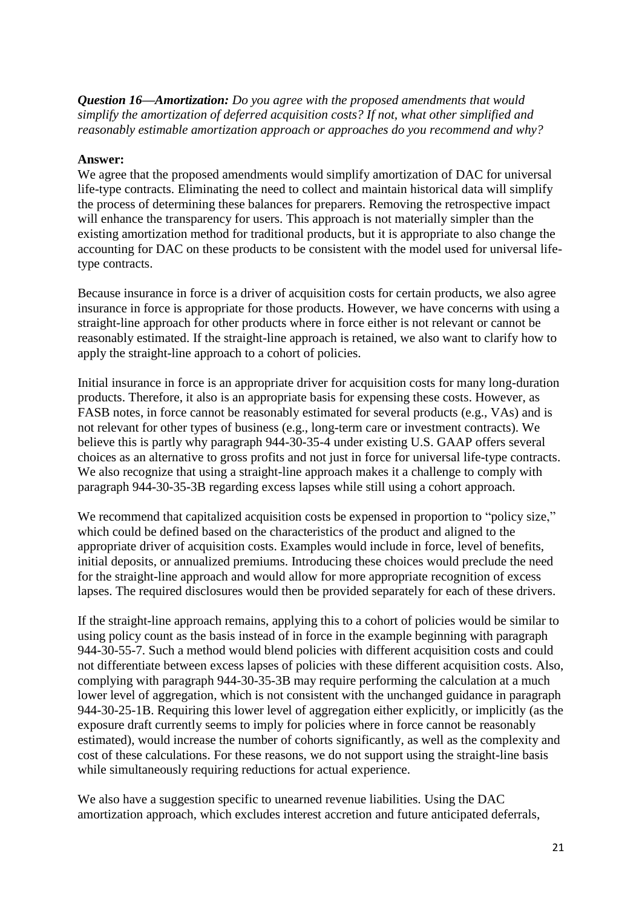***Question 16—Amortization:*** *Do you agree with the proposed amendments that would simplify the amortization of deferred acquisition costs? If not, what other simplified and reasonably estimable amortization approach or approaches do you recommend and why?*

**Answer:**
We agree that the proposed amendments would simplify amortization of DAC for universal life-type contracts. Eliminating the need to collect and maintain historical data will simplify the process of determining these balances for preparers. Removing the retrospective impact will enhance the transparency for users. This approach is not materially simpler than the existing amortization method for traditional products, but it is appropriate to also change the accounting for DAC on these products to be consistent with the model used for universal life-type contracts.

Because insurance in force is a driver of acquisition costs for certain products, we also agree insurance in force is appropriate for those products. However, we have concerns with using a straight-line approach for other products where in force either is not relevant or cannot be reasonably estimated. If the straight-line approach is retained, we also want to clarify how to apply the straight-line approach to a cohort of policies.

Initial insurance in force is an appropriate driver for acquisition costs for many long-duration products. Therefore, it also is an appropriate basis for expensing these costs. However, as FASB notes, in force cannot be reasonably estimated for several products (e.g., VAs) and is not relevant for other types of business (e.g., long-term care or investment contracts). We believe this is partly why paragraph 944-30-35-4 under existing U.S. GAAP offers several choices as an alternative to gross profits and not just in force for universal life-type contracts. We also recognize that using a straight-line approach makes it a challenge to comply with paragraph 944-30-35-3B regarding excess lapses while still using a cohort approach.

We recommend that capitalized acquisition costs be expensed in proportion to "policy size," which could be defined based on the characteristics of the product and aligned to the appropriate driver of acquisition costs. Examples would include in force, level of benefits, initial deposits, or annualized premiums. Introducing these choices would preclude the need for the straight-line approach and would allow for more appropriate recognition of excess lapses. The required disclosures would then be provided separately for each of these drivers.

If the straight-line approach remains, applying this to a cohort of policies would be similar to using policy count as the basis instead of in force in the example beginning with paragraph 944-30-55-7. Such a method would blend policies with different acquisition costs and could not differentiate between excess lapses of policies with these different acquisition costs. Also, complying with paragraph 944-30-35-3B may require performing the calculation at a much lower level of aggregation, which is not consistent with the unchanged guidance in paragraph 944-30-25-1B. Requiring this lower level of aggregation either explicitly, or implicitly (as the exposure draft currently seems to imply for policies where in force cannot be reasonably estimated), would increase the number of cohorts significantly, as well as the complexity and cost of these calculations. For these reasons, we do not support using the straight-line basis while simultaneously requiring reductions for actual experience.

We also have a suggestion specific to unearned revenue liabilities. Using the DAC amortization approach, which excludes interest accretion and future anticipated deferrals,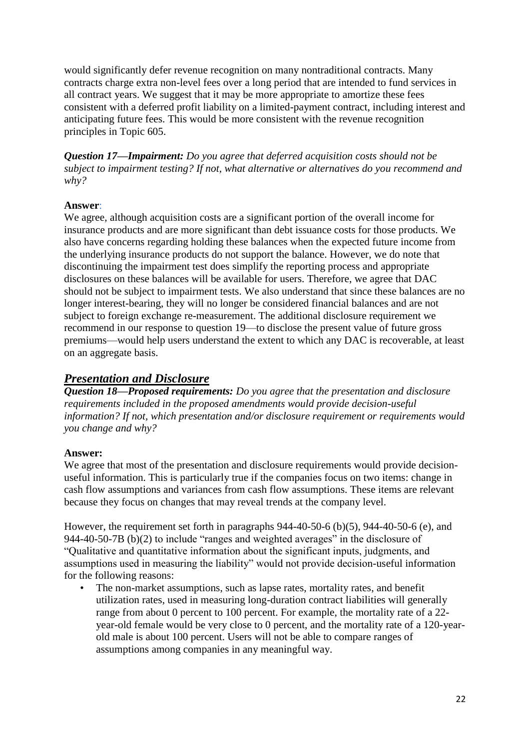would significantly defer revenue recognition on many nontraditional contracts. Many contracts charge extra non-level fees over a long period that are intended to fund services in all contract years. We suggest that it may be more appropriate to amortize these fees consistent with a deferred profit liability on a limited-payment contract, including interest and anticipating future fees. This would be more consistent with the revenue recognition principles in Topic 605.

***Question 17—Impairment:*** *Do you agree that deferred acquisition costs should not be subject to impairment testing? If not, what alternative or alternatives do you recommend and why?*

**Answer**:
We agree, although acquisition costs are a significant portion of the overall income for insurance products and are more significant than debt issuance costs for those products. We also have concerns regarding holding these balances when the expected future income from the underlying insurance products do not support the balance. However, we do note that discontinuing the impairment test does simplify the reporting process and appropriate disclosures on these balances will be available for users. Therefore, we agree that DAC should not be subject to impairment tests. We also understand that since these balances are no longer interest-bearing, they will no longer be considered financial balances and are not subject to foreign exchange re-measurement. The additional disclosure requirement we recommend in our response to question 19—to disclose the present value of future gross premiums—would help users understand the extent to which any DAC is recoverable, at least on an aggregate basis.

## ***Presentation and Disclosure***

***Question 18—Proposed requirements:*** *Do you agree that the presentation and disclosure requirements included in the proposed amendments would provide decision-useful information? If not, which presentation and/or disclosure requirement or requirements would you change and why?*

**Answer:**
We agree that most of the presentation and disclosure requirements would provide decision-useful information. This is particularly true if the companies focus on two items: change in cash flow assumptions and variances from cash flow assumptions. These items are relevant because they focus on changes that may reveal trends at the company level.

However, the requirement set forth in paragraphs 944-40-50-6 (b)(5), 944-40-50-6 (e), and 944-40-50-7B (b)(2) to include "ranges and weighted averages" in the disclosure of "Qualitative and quantitative information about the significant inputs, judgments, and assumptions used in measuring the liability" would not provide decision-useful information for the following reasons:

- The non-market assumptions, such as lapse rates, mortality rates, and benefit utilization rates, used in measuring long-duration contract liabilities will generally range from about 0 percent to 100 percent. For example, the mortality rate of a 22-year-old female would be very close to 0 percent, and the mortality rate of a 120-year-old male is about 100 percent. Users will not be able to compare ranges of assumptions among companies in any meaningful way.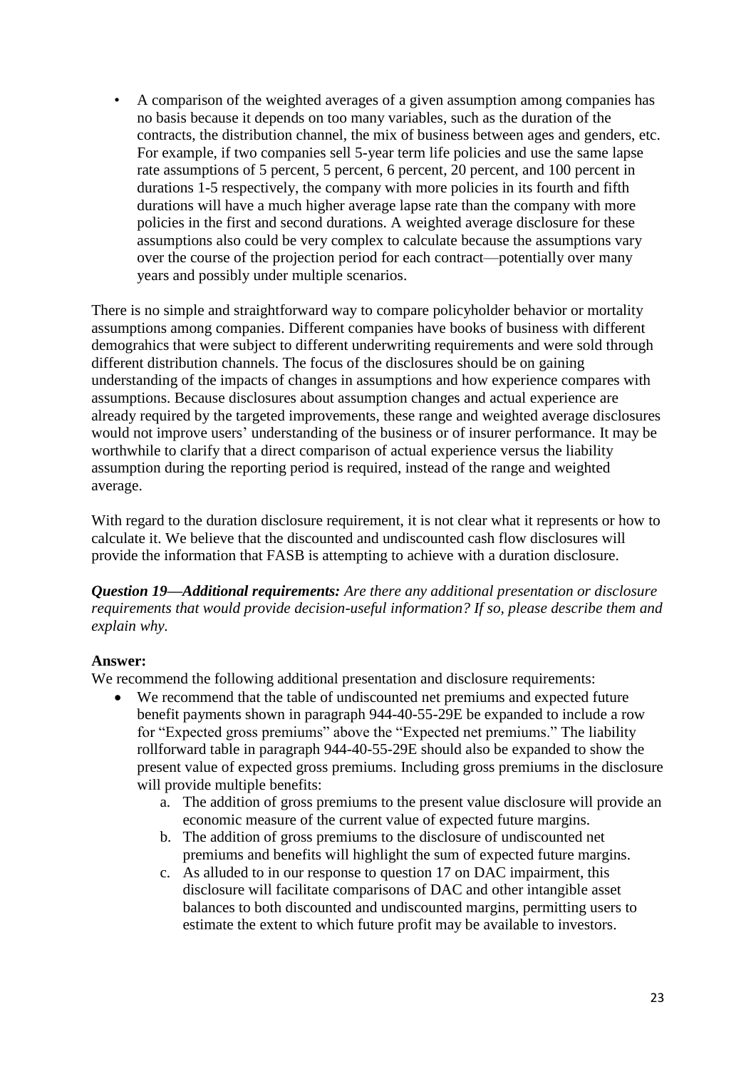- A comparison of the weighted averages of a given assumption among companies has no basis because it depends on too many variables, such as the duration of the contracts, the distribution channel, the mix of business between ages and genders, etc. For example, if two companies sell 5-year term life policies and use the same lapse rate assumptions of 5 percent, 5 percent, 6 percent, 20 percent, and 100 percent in durations 1-5 respectively, the company with more policies in its fourth and fifth durations will have a much higher average lapse rate than the company with more policies in the first and second durations. A weighted average disclosure for these assumptions also could be very complex to calculate because the assumptions vary over the course of the projection period for each contract—potentially over many years and possibly under multiple scenarios.

There is no simple and straightforward way to compare policyholder behavior or mortality assumptions among companies. Different companies have books of business with different demograhics that were subject to different underwriting requirements and were sold through different distribution channels. The focus of the disclosures should be on gaining understanding of the impacts of changes in assumptions and how experience compares with assumptions. Because disclosures about assumption changes and actual experience are already required by the targeted improvements, these range and weighted average disclosures would not improve users' understanding of the business or of insurer performance. It may be worthwhile to clarify that a direct comparison of actual experience versus the liability assumption during the reporting period is required, instead of the range and weighted average.

With regard to the duration disclosure requirement, it is not clear what it represents or how to calculate it. We believe that the discounted and undiscounted cash flow disclosures will provide the information that FASB is attempting to achieve with a duration disclosure.

***Question 19—Additional requirements:*** *Are there any additional presentation or disclosure requirements that would provide decision-useful information? If so, please describe them and explain why.*

**Answer:**

We recommend the following additional presentation and disclosure requirements:

- We recommend that the table of undiscounted net premiums and expected future benefit payments shown in paragraph 944-40-55-29E be expanded to include a row for "Expected gross premiums" above the "Expected net premiums." The liability rollforward table in paragraph 944-40-55-29E should also be expanded to show the present value of expected gross premiums. Including gross premiums in the disclosure will provide multiple benefits:
    a. The addition of gross premiums to the present value disclosure will provide an economic measure of the current value of expected future margins.
    b. The addition of gross premiums to the disclosure of undiscounted net premiums and benefits will highlight the sum of expected future margins.
    c. As alluded to in our response to question 17 on DAC impairment, this disclosure will facilitate comparisons of DAC and other intangible asset balances to both discounted and undiscounted margins, permitting users to estimate the extent to which future profit may be available to investors.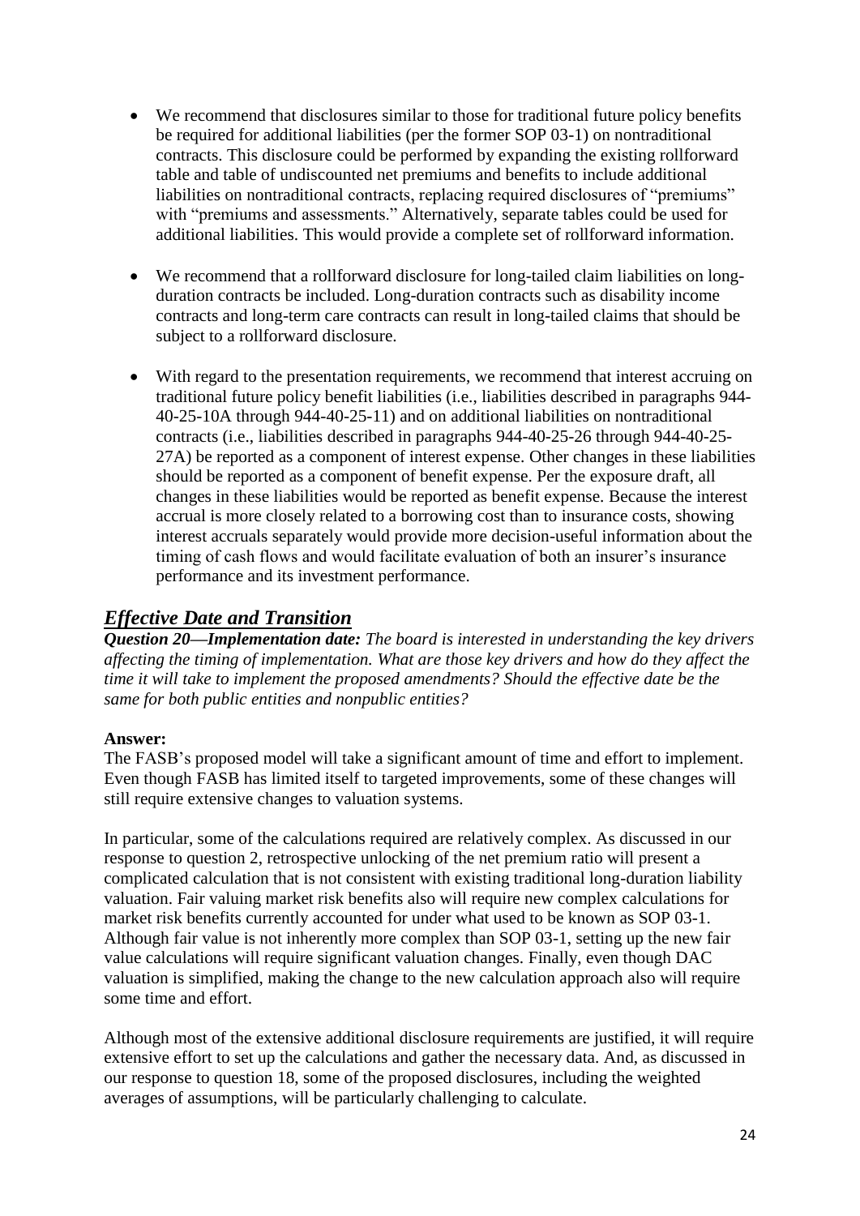- We recommend that disclosures similar to those for traditional future policy benefits be required for additional liabilities (per the former SOP 03-1) on nontraditional contracts. This disclosure could be performed by expanding the existing rollforward table and table of undiscounted net premiums and benefits to include additional liabilities on nontraditional contracts, replacing required disclosures of "premiums" with "premiums and assessments." Alternatively, separate tables could be used for additional liabilities. This would provide a complete set of rollforward information.

- We recommend that a rollforward disclosure for long-tailed claim liabilities on long-duration contracts be included. Long-duration contracts such as disability income contracts and long-term care contracts can result in long-tailed claims that should be subject to a rollforward disclosure.

- With regard to the presentation requirements, we recommend that interest accruing on traditional future policy benefit liabilities (i.e., liabilities described in paragraphs 944-40-25-10A through 944-40-25-11) and on additional liabilities on nontraditional contracts (i.e., liabilities described in paragraphs 944-40-25-26 through 944-40-25-27A) be reported as a component of interest expense. Other changes in these liabilities should be reported as a component of benefit expense. Per the exposure draft, all changes in these liabilities would be reported as benefit expense. Because the interest accrual is more closely related to a borrowing cost than to insurance costs, showing interest accruals separately would provide more decision-useful information about the timing of cash flows and would facilitate evaluation of both an insurer's insurance performance and its investment performance.

## ***Effective Date and Transition***

***Question 20—Implementation date:*** *The board is interested in understanding the key drivers affecting the timing of implementation. What are those key drivers and how do they affect the time it will take to implement the proposed amendments? Should the effective date be the same for both public entities and nonpublic entities?*

**Answer:**

The FASB's proposed model will take a significant amount of time and effort to implement. Even though FASB has limited itself to targeted improvements, some of these changes will still require extensive changes to valuation systems.

In particular, some of the calculations required are relatively complex. As discussed in our response to question 2, retrospective unlocking of the net premium ratio will present a complicated calculation that is not consistent with existing traditional long-duration liability valuation. Fair valuing market risk benefits also will require new complex calculations for market risk benefits currently accounted for under what used to be known as SOP 03-1. Although fair value is not inherently more complex than SOP 03-1, setting up the new fair value calculations will require significant valuation changes. Finally, even though DAC valuation is simplified, making the change to the new calculation approach also will require some time and effort.

Although most of the extensive additional disclosure requirements are justified, it will require extensive effort to set up the calculations and gather the necessary data. And, as discussed in our response to question 18, some of the proposed disclosures, including the weighted averages of assumptions, will be particularly challenging to calculate.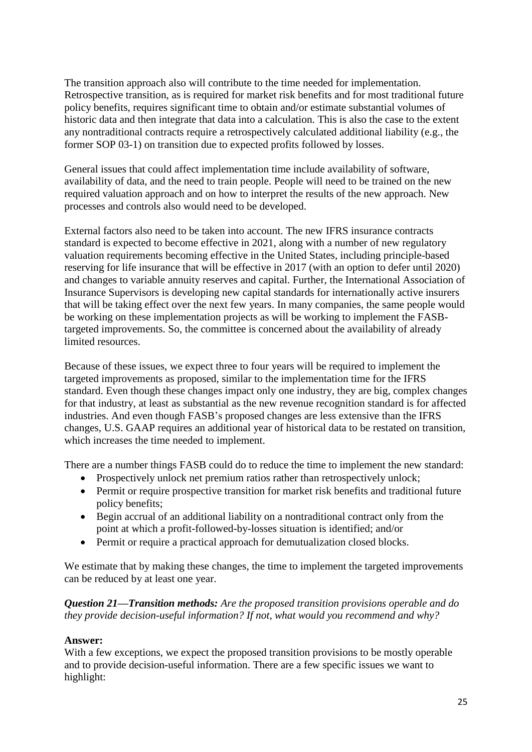The transition approach also will contribute to the time needed for implementation. Retrospective transition, as is required for market risk benefits and for most traditional future policy benefits, requires significant time to obtain and/or estimate substantial volumes of historic data and then integrate that data into a calculation. This is also the case to the extent any nontraditional contracts require a retrospectively calculated additional liability (e.g., the former SOP 03-1) on transition due to expected profits followed by losses.

General issues that could affect implementation time include availability of software, availability of data, and the need to train people. People will need to be trained on the new required valuation approach and on how to interpret the results of the new approach. New processes and controls also would need to be developed.

External factors also need to be taken into account. The new IFRS insurance contracts standard is expected to become effective in 2021, along with a number of new regulatory valuation requirements becoming effective in the United States, including principle-based reserving for life insurance that will be effective in 2017 (with an option to defer until 2020) and changes to variable annuity reserves and capital. Further, the International Association of Insurance Supervisors is developing new capital standards for internationally active insurers that will be taking effect over the next few years. In many companies, the same people would be working on these implementation projects as will be working to implement the FASB-targeted improvements. So, the committee is concerned about the availability of already limited resources.

Because of these issues, we expect three to four years will be required to implement the targeted improvements as proposed, similar to the implementation time for the IFRS standard. Even though these changes impact only one industry, they are big, complex changes for that industry, at least as substantial as the new revenue recognition standard is for affected industries. And even though FASB's proposed changes are less extensive than the IFRS changes, U.S. GAAP requires an additional year of historical data to be restated on transition, which increases the time needed to implement.

There are a number things FASB could do to reduce the time to implement the new standard:

- Prospectively unlock net premium ratios rather than retrospectively unlock;
- Permit or require prospective transition for market risk benefits and traditional future policy benefits;
- Begin accrual of an additional liability on a nontraditional contract only from the point at which a profit-followed-by-losses situation is identified; and/or
- Permit or require a practical approach for demutualization closed blocks.

We estimate that by making these changes, the time to implement the targeted improvements can be reduced by at least one year.

***Question 21—Transition methods:*** *Are the proposed transition provisions operable and do they provide decision-useful information? If not, what would you recommend and why?*

**Answer:**
With a few exceptions, we expect the proposed transition provisions to be mostly operable and to provide decision-useful information. There are a few specific issues we want to highlight: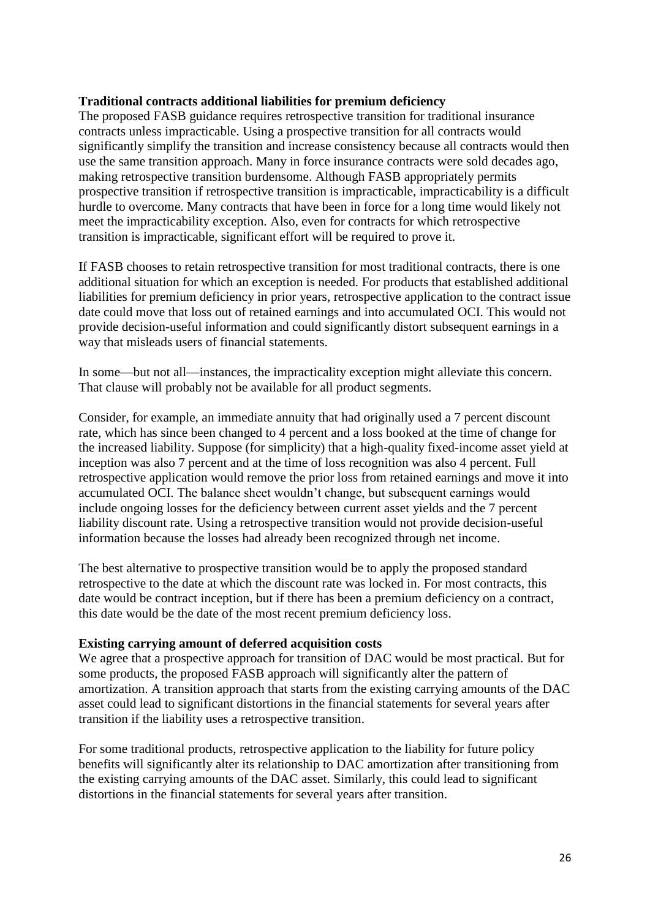**Traditional contracts additional liabilities for premium deficiency**

The proposed FASB guidance requires retrospective transition for traditional insurance contracts unless impracticable. Using a prospective transition for all contracts would significantly simplify the transition and increase consistency because all contracts would then use the same transition approach. Many in force insurance contracts were sold decades ago, making retrospective transition burdensome. Although FASB appropriately permits prospective transition if retrospective transition is impracticable, impracticability is a difficult hurdle to overcome. Many contracts that have been in force for a long time would likely not meet the impracticability exception. Also, even for contracts for which retrospective transition is impracticable, significant effort will be required to prove it.

If FASB chooses to retain retrospective transition for most traditional contracts, there is one additional situation for which an exception is needed. For products that established additional liabilities for premium deficiency in prior years, retrospective application to the contract issue date could move that loss out of retained earnings and into accumulated OCI. This would not provide decision-useful information and could significantly distort subsequent earnings in a way that misleads users of financial statements.

In some—but not all—instances, the impracticality exception might alleviate this concern. That clause will probably not be available for all product segments.

Consider, for example, an immediate annuity that had originally used a 7 percent discount rate, which has since been changed to 4 percent and a loss booked at the time of change for the increased liability. Suppose (for simplicity) that a high-quality fixed-income asset yield at inception was also 7 percent and at the time of loss recognition was also 4 percent. Full retrospective application would remove the prior loss from retained earnings and move it into accumulated OCI. The balance sheet wouldn't change, but subsequent earnings would include ongoing losses for the deficiency between current asset yields and the 7 percent liability discount rate. Using a retrospective transition would not provide decision-useful information because the losses had already been recognized through net income.

The best alternative to prospective transition would be to apply the proposed standard retrospective to the date at which the discount rate was locked in. For most contracts, this date would be contract inception, but if there has been a premium deficiency on a contract, this date would be the date of the most recent premium deficiency loss.

**Existing carrying amount of deferred acquisition costs**

We agree that a prospective approach for transition of DAC would be most practical. But for some products, the proposed FASB approach will significantly alter the pattern of amortization. A transition approach that starts from the existing carrying amounts of the DAC asset could lead to significant distortions in the financial statements for several years after transition if the liability uses a retrospective transition.

For some traditional products, retrospective application to the liability for future policy benefits will significantly alter its relationship to DAC amortization after transitioning from the existing carrying amounts of the DAC asset. Similarly, this could lead to significant distortions in the financial statements for several years after transition.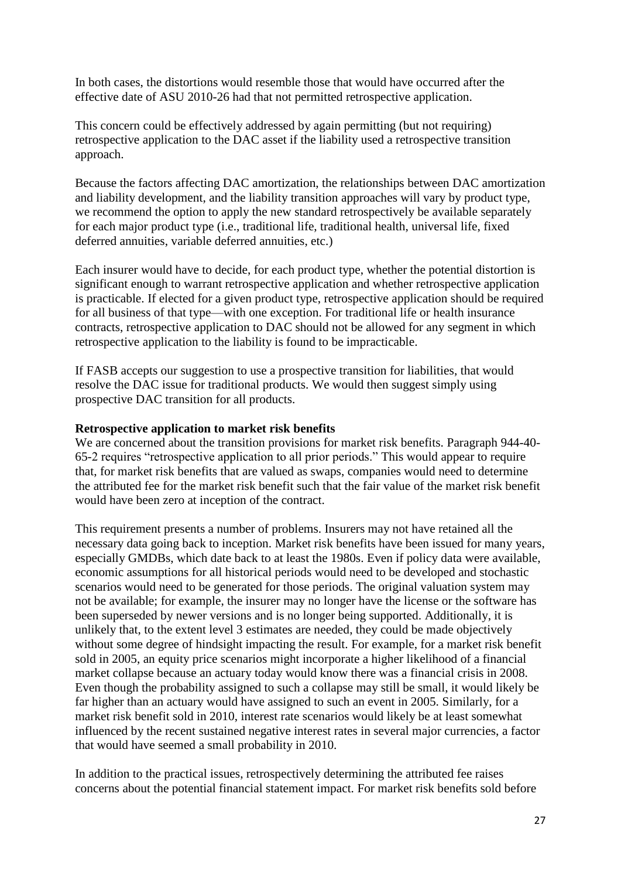In both cases, the distortions would resemble those that would have occurred after the effective date of ASU 2010-26 had that not permitted retrospective application.

This concern could be effectively addressed by again permitting (but not requiring) retrospective application to the DAC asset if the liability used a retrospective transition approach.

Because the factors affecting DAC amortization, the relationships between DAC amortization and liability development, and the liability transition approaches will vary by product type, we recommend the option to apply the new standard retrospectively be available separately for each major product type (i.e., traditional life, traditional health, universal life, fixed deferred annuities, variable deferred annuities, etc.)

Each insurer would have to decide, for each product type, whether the potential distortion is significant enough to warrant retrospective application and whether retrospective application is practicable. If elected for a given product type, retrospective application should be required for all business of that type—with one exception. For traditional life or health insurance contracts, retrospective application to DAC should not be allowed for any segment in which retrospective application to the liability is found to be impracticable.

If FASB accepts our suggestion to use a prospective transition for liabilities, that would resolve the DAC issue for traditional products. We would then suggest simply using prospective DAC transition for all products.

**Retrospective application to market risk benefits**

We are concerned about the transition provisions for market risk benefits. Paragraph 944-40-65-2 requires "retrospective application to all prior periods." This would appear to require that, for market risk benefits that are valued as swaps, companies would need to determine the attributed fee for the market risk benefit such that the fair value of the market risk benefit would have been zero at inception of the contract.

This requirement presents a number of problems. Insurers may not have retained all the necessary data going back to inception. Market risk benefits have been issued for many years, especially GMDBs, which date back to at least the 1980s. Even if policy data were available, economic assumptions for all historical periods would need to be developed and stochastic scenarios would need to be generated for those periods. The original valuation system may not be available; for example, the insurer may no longer have the license or the software has been superseded by newer versions and is no longer being supported. Additionally, it is unlikely that, to the extent level 3 estimates are needed, they could be made objectively without some degree of hindsight impacting the result. For example, for a market risk benefit sold in 2005, an equity price scenarios might incorporate a higher likelihood of a financial market collapse because an actuary today would know there was a financial crisis in 2008. Even though the probability assigned to such a collapse may still be small, it would likely be far higher than an actuary would have assigned to such an event in 2005. Similarly, for a market risk benefit sold in 2010, interest rate scenarios would likely be at least somewhat influenced by the recent sustained negative interest rates in several major currencies, a factor that would have seemed a small probability in 2010.

In addition to the practical issues, retrospectively determining the attributed fee raises concerns about the potential financial statement impact. For market risk benefits sold before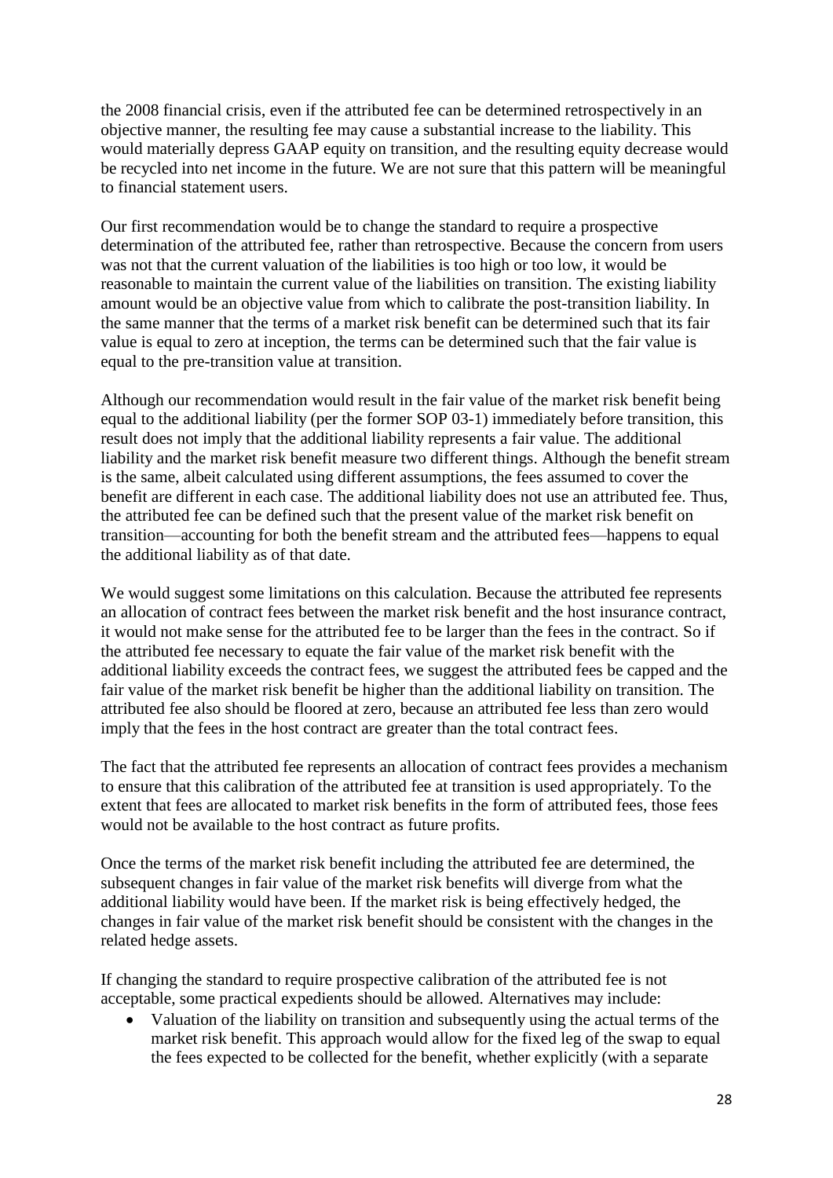the 2008 financial crisis, even if the attributed fee can be determined retrospectively in an objective manner, the resulting fee may cause a substantial increase to the liability. This would materially depress GAAP equity on transition, and the resulting equity decrease would be recycled into net income in the future. We are not sure that this pattern will be meaningful to financial statement users.

Our first recommendation would be to change the standard to require a prospective determination of the attributed fee, rather than retrospective. Because the concern from users was not that the current valuation of the liabilities is too high or too low, it would be reasonable to maintain the current value of the liabilities on transition. The existing liability amount would be an objective value from which to calibrate the post-transition liability. In the same manner that the terms of a market risk benefit can be determined such that its fair value is equal to zero at inception, the terms can be determined such that the fair value is equal to the pre-transition value at transition.

Although our recommendation would result in the fair value of the market risk benefit being equal to the additional liability (per the former SOP 03-1) immediately before transition, this result does not imply that the additional liability represents a fair value. The additional liability and the market risk benefit measure two different things. Although the benefit stream is the same, albeit calculated using different assumptions, the fees assumed to cover the benefit are different in each case. The additional liability does not use an attributed fee. Thus, the attributed fee can be defined such that the present value of the market risk benefit on transition—accounting for both the benefit stream and the attributed fees—happens to equal the additional liability as of that date.

We would suggest some limitations on this calculation. Because the attributed fee represents an allocation of contract fees between the market risk benefit and the host insurance contract, it would not make sense for the attributed fee to be larger than the fees in the contract. So if the attributed fee necessary to equate the fair value of the market risk benefit with the additional liability exceeds the contract fees, we suggest the attributed fees be capped and the fair value of the market risk benefit be higher than the additional liability on transition. The attributed fee also should be floored at zero, because an attributed fee less than zero would imply that the fees in the host contract are greater than the total contract fees.

The fact that the attributed fee represents an allocation of contract fees provides a mechanism to ensure that this calibration of the attributed fee at transition is used appropriately. To the extent that fees are allocated to market risk benefits in the form of attributed fees, those fees would not be available to the host contract as future profits.

Once the terms of the market risk benefit including the attributed fee are determined, the subsequent changes in fair value of the market risk benefits will diverge from what the additional liability would have been. If the market risk is being effectively hedged, the changes in fair value of the market risk benefit should be consistent with the changes in the related hedge assets.

If changing the standard to require prospective calibration of the attributed fee is not acceptable, some practical expedients should be allowed. Alternatives may include:

- Valuation of the liability on transition and subsequently using the actual terms of the market risk benefit. This approach would allow for the fixed leg of the swap to equal the fees expected to be collected for the benefit, whether explicitly (with a separate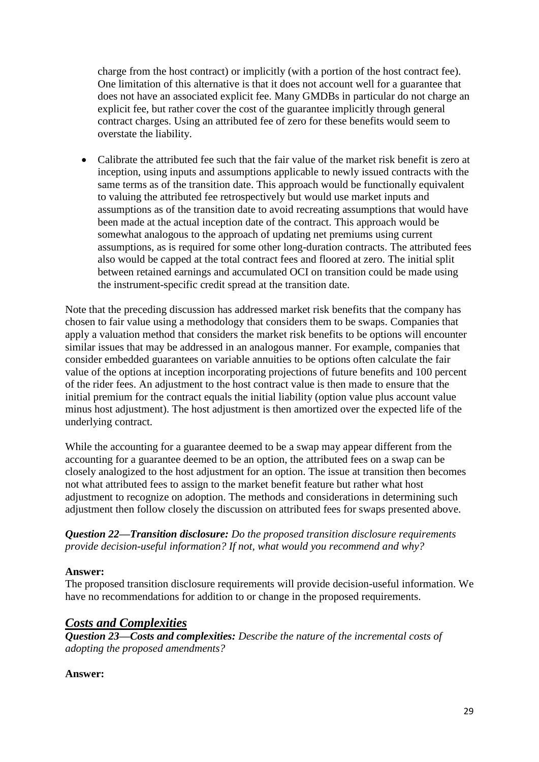charge from the host contract) or implicitly (with a portion of the host contract fee). One limitation of this alternative is that it does not account well for a guarantee that does not have an associated explicit fee. Many GMDBs in particular do not charge an explicit fee, but rather cover the cost of the guarantee implicitly through general contract charges. Using an attributed fee of zero for these benefits would seem to overstate the liability.

- Calibrate the attributed fee such that the fair value of the market risk benefit is zero at inception, using inputs and assumptions applicable to newly issued contracts with the same terms as of the transition date. This approach would be functionally equivalent to valuing the attributed fee retrospectively but would use market inputs and assumptions as of the transition date to avoid recreating assumptions that would have been made at the actual inception date of the contract. This approach would be somewhat analogous to the approach of updating net premiums using current assumptions, as is required for some other long-duration contracts. The attributed fees also would be capped at the total contract fees and floored at zero. The initial split between retained earnings and accumulated OCI on transition could be made using the instrument-specific credit spread at the transition date.

Note that the preceding discussion has addressed market risk benefits that the company has chosen to fair value using a methodology that considers them to be swaps. Companies that apply a valuation method that considers the market risk benefits to be options will encounter similar issues that may be addressed in an analogous manner. For example, companies that consider embedded guarantees on variable annuities to be options often calculate the fair value of the options at inception incorporating projections of future benefits and 100 percent of the rider fees. An adjustment to the host contract value is then made to ensure that the initial premium for the contract equals the initial liability (option value plus account value minus host adjustment). The host adjustment is then amortized over the expected life of the underlying contract.

While the accounting for a guarantee deemed to be a swap may appear different from the accounting for a guarantee deemed to be an option, the attributed fees on a swap can be closely analogized to the host adjustment for an option. The issue at transition then becomes not what attributed fees to assign to the market benefit feature but rather what host adjustment to recognize on adoption. The methods and considerations in determining such adjustment then follow closely the discussion on attributed fees for swaps presented above.

***Question 22—Transition disclosure:*** *Do the proposed transition disclosure requirements provide decision-useful information? If not, what would you recommend and why?*

**Answer:**
The proposed transition disclosure requirements will provide decision-useful information. We have no recommendations for addition to or change in the proposed requirements.

## ***Costs and Complexities***

***Question 23—Costs and complexities:*** *Describe the nature of the incremental costs of adopting the proposed amendments?*

**Answer:**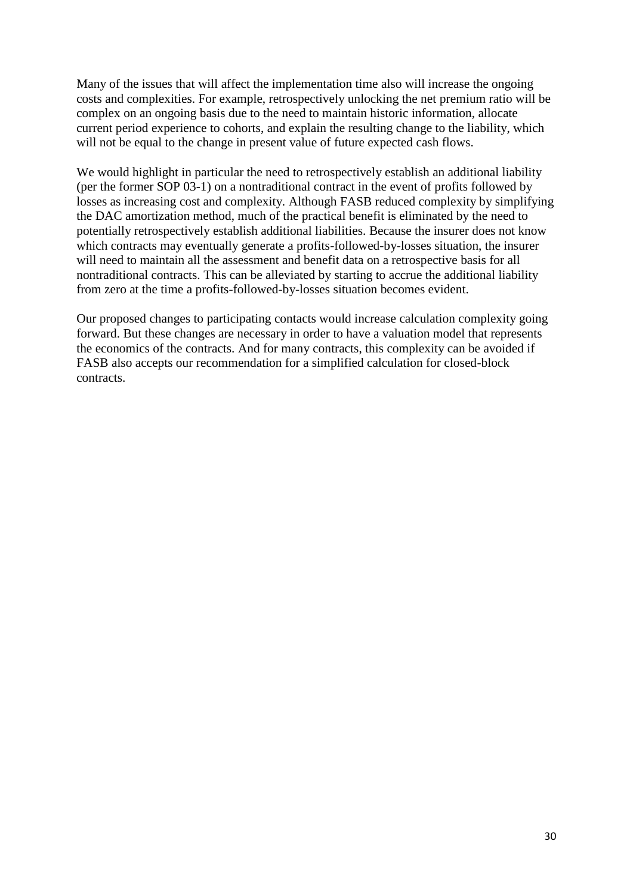Many of the issues that will affect the implementation time also will increase the ongoing costs and complexities. For example, retrospectively unlocking the net premium ratio will be complex on an ongoing basis due to the need to maintain historic information, allocate current period experience to cohorts, and explain the resulting change to the liability, which will not be equal to the change in present value of future expected cash flows.

We would highlight in particular the need to retrospectively establish an additional liability (per the former SOP 03-1) on a nontraditional contract in the event of profits followed by losses as increasing cost and complexity. Although FASB reduced complexity by simplifying the DAC amortization method, much of the practical benefit is eliminated by the need to potentially retrospectively establish additional liabilities. Because the insurer does not know which contracts may eventually generate a profits-followed-by-losses situation, the insurer will need to maintain all the assessment and benefit data on a retrospective basis for all nontraditional contracts. This can be alleviated by starting to accrue the additional liability from zero at the time a profits-followed-by-losses situation becomes evident.

Our proposed changes to participating contacts would increase calculation complexity going forward. But these changes are necessary in order to have a valuation model that represents the economics of the contracts. And for many contracts, this complexity can be avoided if FASB also accepts our recommendation for a simplified calculation for closed-block contracts.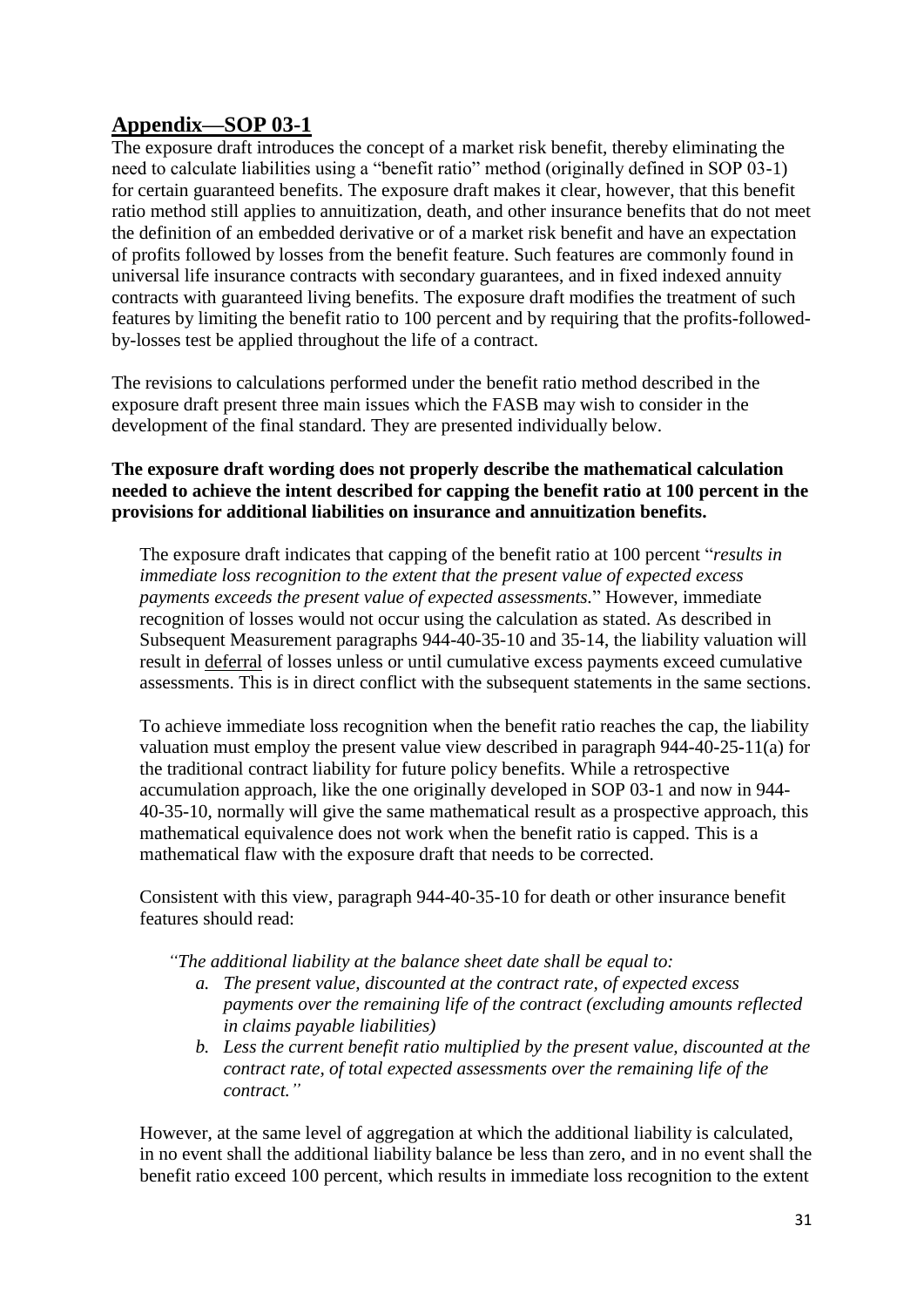## Appendix—SOP 03-1

The exposure draft introduces the concept of a market risk benefit, thereby eliminating the need to calculate liabilities using a "benefit ratio" method (originally defined in SOP 03-1) for certain guaranteed benefits. The exposure draft makes it clear, however, that this benefit ratio method still applies to annuitization, death, and other insurance benefits that do not meet the definition of an embedded derivative or of a market risk benefit and have an expectation of profits followed by losses from the benefit feature. Such features are commonly found in universal life insurance contracts with secondary guarantees, and in fixed indexed annuity contracts with guaranteed living benefits. The exposure draft modifies the treatment of such features by limiting the benefit ratio to 100 percent and by requiring that the profits-followed-by-losses test be applied throughout the life of a contract.

The revisions to calculations performed under the benefit ratio method described in the exposure draft present three main issues which the FASB may wish to consider in the development of the final standard. They are presented individually below.

**The exposure draft wording does not properly describe the mathematical calculation needed to achieve the intent described for capping the benefit ratio at 100 percent in the provisions for additional liabilities on insurance and annuitization benefits.**

The exposure draft indicates that capping of the benefit ratio at 100 percent "*results in immediate loss recognition to the extent that the present value of expected excess payments exceeds the present value of expected assessments.*" However, immediate recognition of losses would not occur using the calculation as stated. As described in Subsequent Measurement paragraphs 944-40-35-10 and 35-14, the liability valuation will result in <u>deferral</u> of losses unless or until cumulative excess payments exceed cumulative assessments. This is in direct conflict with the subsequent statements in the same sections.

To achieve immediate loss recognition when the benefit ratio reaches the cap, the liability valuation must employ the present value view described in paragraph 944-40-25-11(a) for the traditional contract liability for future policy benefits. While a retrospective accumulation approach, like the one originally developed in SOP 03-1 and now in 944-40-35-10, normally will give the same mathematical result as a prospective approach, this mathematical equivalence does not work when the benefit ratio is capped. This is a mathematical flaw with the exposure draft that needs to be corrected.

Consistent with this view, paragraph 944-40-35-10 for death or other insurance benefit features should read:

*"The additional liability at the balance sheet date shall be equal to:*

*a. The present value, discounted at the contract rate, of expected excess payments over the remaining life of the contract (excluding amounts reflected in claims payable liabilities)*

*b. Less the current benefit ratio multiplied by the present value, discounted at the contract rate, of total expected assessments over the remaining life of the contract."*

However, at the same level of aggregation at which the additional liability is calculated, in no event shall the additional liability balance be less than zero, and in no event shall the benefit ratio exceed 100 percent, which results in immediate loss recognition to the extent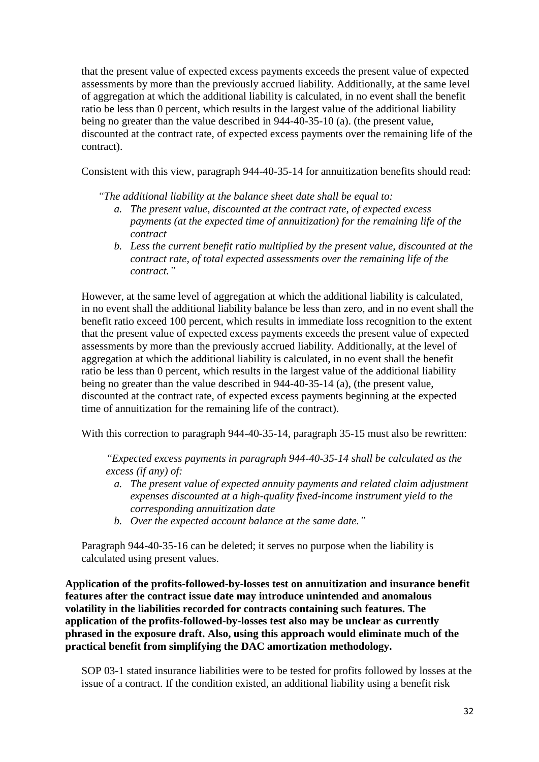that the present value of expected excess payments exceeds the present value of expected assessments by more than the previously accrued liability. Additionally, at the same level of aggregation at which the additional liability is calculated, in no event shall the benefit ratio be less than 0 percent, which results in the largest value of the additional liability being no greater than the value described in 944-40-35-10 (a). (the present value, discounted at the contract rate, of expected excess payments over the remaining life of the contract).

Consistent with this view, paragraph 944-40-35-14 for annuitization benefits should read:

> *"The additional liability at the balance sheet date shall be equal to:*
> 
> *a. The present value, discounted at the contract rate, of expected excess payments (at the expected time of annuitization) for the remaining life of the contract*
> 
> *b. Less the current benefit ratio multiplied by the present value, discounted at the contract rate, of total expected assessments over the remaining life of the contract."*

However, at the same level of aggregation at which the additional liability is calculated, in no event shall the additional liability balance be less than zero, and in no event shall the benefit ratio exceed 100 percent, which results in immediate loss recognition to the extent that the present value of expected excess payments exceeds the present value of expected assessments by more than the previously accrued liability. Additionally, at the level of aggregation at which the additional liability is calculated, in no event shall the benefit ratio be less than 0 percent, which results in the largest value of the additional liability being no greater than the value described in 944-40-35-14 (a), (the present value, discounted at the contract rate, of expected excess payments beginning at the expected time of annuitization for the remaining life of the contract).

With this correction to paragraph 944-40-35-14, paragraph 35-15 must also be rewritten:

> *"Expected excess payments in paragraph 944-40-35-14 shall be calculated as the excess (if any) of:*
> 
> *a. The present value of expected annuity payments and related claim adjustment expenses discounted at a high-quality fixed-income instrument yield to the corresponding annuitization date*
> 
> *b. Over the expected account balance at the same date."*

Paragraph 944-40-35-16 can be deleted; it serves no purpose when the liability is calculated using present values.

**Application of the profits-followed-by-losses test on annuitization and insurance benefit features after the contract issue date may introduce unintended and anomalous volatility in the liabilities recorded for contracts containing such features. The application of the profits-followed-by-losses test also may be unclear as currently phrased in the exposure draft. Also, using this approach would eliminate much of the practical benefit from simplifying the DAC amortization methodology.**

SOP 03-1 stated insurance liabilities were to be tested for profits followed by losses at the issue of a contract. If the condition existed, an additional liability using a benefit risk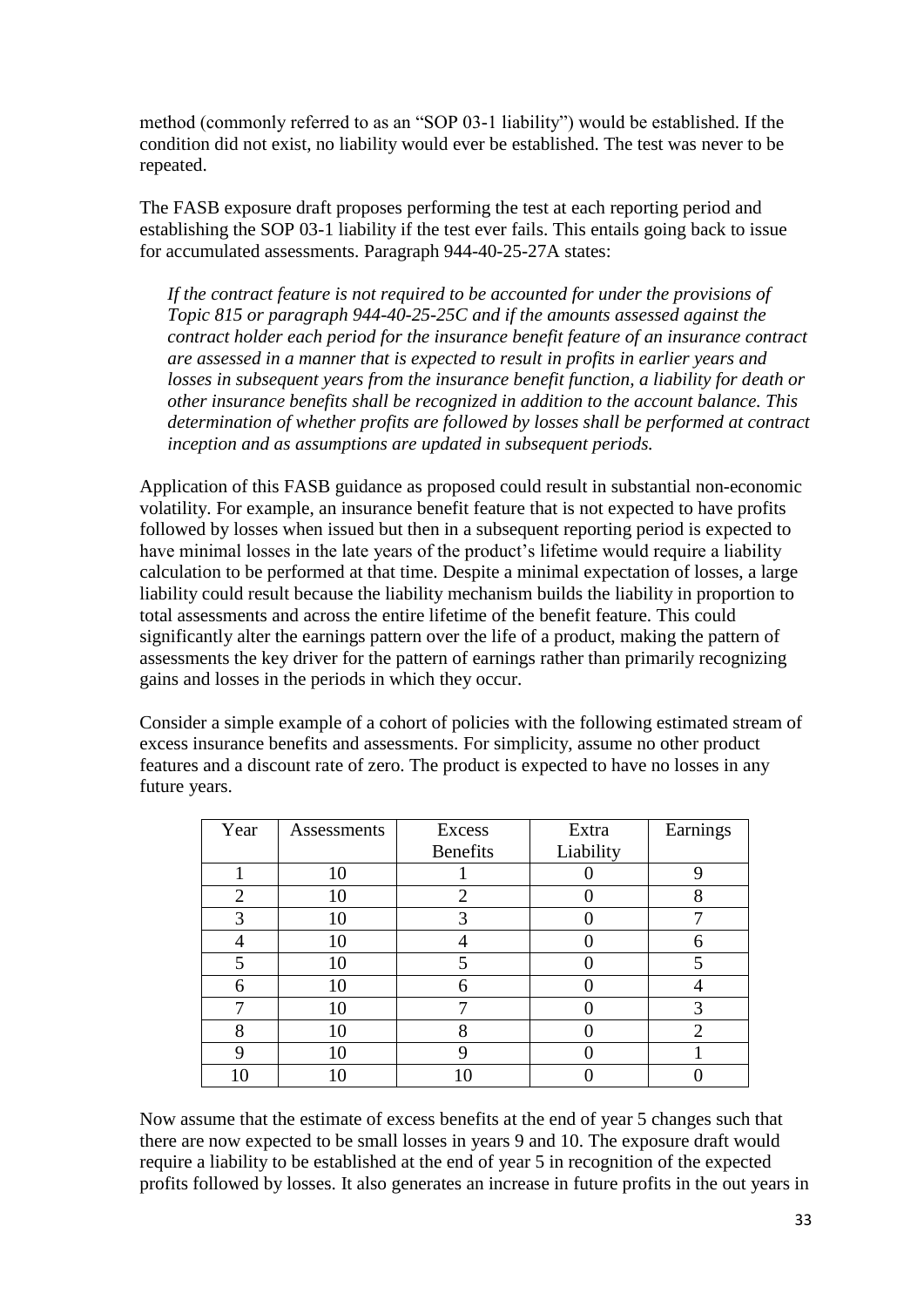method (commonly referred to as an "SOP 03-1 liability") would be established. If the condition did not exist, no liability would ever be established. The test was never to be repeated.

The FASB exposure draft proposes performing the test at each reporting period and establishing the SOP 03-1 liability if the test ever fails. This entails going back to issue for accumulated assessments. Paragraph 944-40-25-27A states:

> *If the contract feature is not required to be accounted for under the provisions of Topic 815 or paragraph 944-40-25-25C and if the amounts assessed against the contract holder each period for the insurance benefit feature of an insurance contract are assessed in a manner that is expected to result in profits in earlier years and losses in subsequent years from the insurance benefit function, a liability for death or other insurance benefits shall be recognized in addition to the account balance. This determination of whether profits are followed by losses shall be performed at contract inception and as assumptions are updated in subsequent periods.*

Application of this FASB guidance as proposed could result in substantial non-economic volatility. For example, an insurance benefit feature that is not expected to have profits followed by losses when issued but then in a subsequent reporting period is expected to have minimal losses in the late years of the product's lifetime would require a liability calculation to be performed at that time. Despite a minimal expectation of losses, a large liability could result because the liability mechanism builds the liability in proportion to total assessments and across the entire lifetime of the benefit feature. This could significantly alter the earnings pattern over the life of a product, making the pattern of assessments the key driver for the pattern of earnings rather than primarily recognizing gains and losses in the periods in which they occur.

Consider a simple example of a cohort of policies with the following estimated stream of excess insurance benefits and assessments. For simplicity, assume no other product features and a discount rate of zero. The product is expected to have no losses in any future years.

| Year | Assessments | Excess Benefits | Extra Liability | Earnings |
|---|---|---|---|---|
| 1 | 10 | 1 | 0 | 9 |
| 2 | 10 | 2 | 0 | 8 |
| 3 | 10 | 3 | 0 | 7 |
| 4 | 10 | 4 | 0 | 6 |
| 5 | 10 | 5 | 0 | 5 |
| 6 | 10 | 6 | 0 | 4 |
| 7 | 10 | 7 | 0 | 3 |
| 8 | 10 | 8 | 0 | 2 |
| 9 | 10 | 9 | 0 | 1 |
| 10 | 10 | 10 | 0 | 0 |

Now assume that the estimate of excess benefits at the end of year 5 changes such that there are now expected to be small losses in years 9 and 10. The exposure draft would require a liability to be established at the end of year 5 in recognition of the expected profits followed by losses. It also generates an increase in future profits in the out years in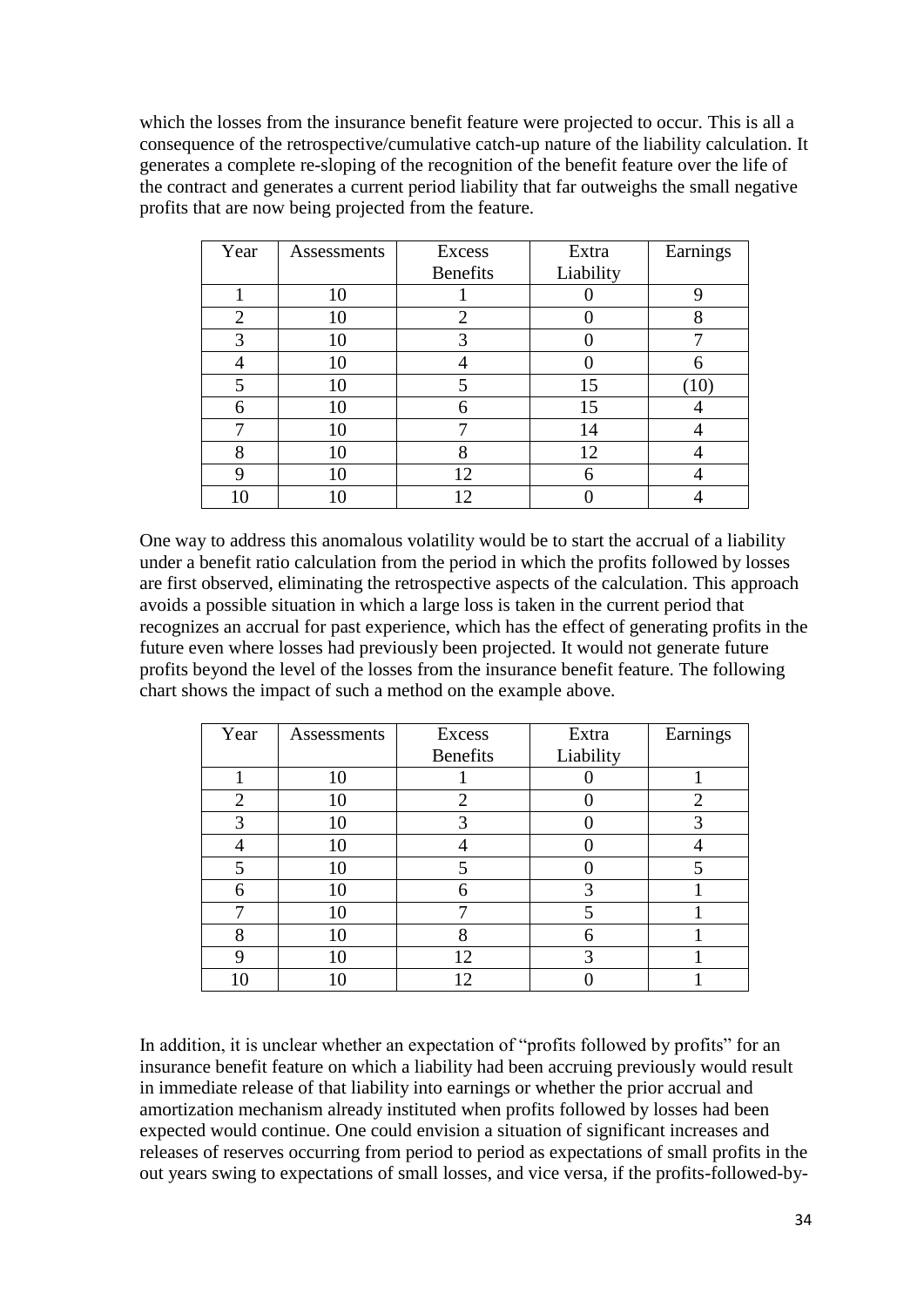which the losses from the insurance benefit feature were projected to occur. This is all a consequence of the retrospective/cumulative catch-up nature of the liability calculation. It generates a complete re-sloping of the recognition of the benefit feature over the life of the contract and generates a current period liability that far outweighs the small negative profits that are now being projected from the feature.

| Year | Assessments | Excess Benefits | Extra Liability | Earnings |
|---|---|---|---|---|
| 1 | 10 | 1 | 0 | 9 |
| 2 | 10 | 2 | 0 | 8 |
| 3 | 10 | 3 | 0 | 7 |
| 4 | 10 | 4 | 0 | 6 |
| 5 | 10 | 5 | 15 | (10) |
| 6 | 10 | 6 | 15 | 4 |
| 7 | 10 | 7 | 14 | 4 |
| 8 | 10 | 8 | 12 | 4 |
| 9 | 10 | 12 | 6 | 4 |
| 10 | 10 | 12 | 0 | 4 |

One way to address this anomalous volatility would be to start the accrual of a liability under a benefit ratio calculation from the period in which the profits followed by losses are first observed, eliminating the retrospective aspects of the calculation. This approach avoids a possible situation in which a large loss is taken in the current period that recognizes an accrual for past experience, which has the effect of generating profits in the future even where losses had previously been projected. It would not generate future profits beyond the level of the losses from the insurance benefit feature. The following chart shows the impact of such a method on the example above.

| Year | Assessments | Excess Benefits | Extra Liability | Earnings |
|---|---|---|---|---|
| 1 | 10 | 1 | 0 | 1 |
| 2 | 10 | 2 | 0 | 2 |
| 3 | 10 | 3 | 0 | 3 |
| 4 | 10 | 4 | 0 | 4 |
| 5 | 10 | 5 | 0 | 5 |
| 6 | 10 | 6 | 3 | 1 |
| 7 | 10 | 7 | 5 | 1 |
| 8 | 10 | 8 | 6 | 1 |
| 9 | 10 | 12 | 3 | 1 |
| 10 | 10 | 12 | 0 | 1 |

In addition, it is unclear whether an expectation of "profits followed by profits" for an insurance benefit feature on which a liability had been accruing previously would result in immediate release of that liability into earnings or whether the prior accrual and amortization mechanism already instituted when profits followed by losses had been expected would continue. One could envision a situation of significant increases and releases of reserves occurring from period to period as expectations of small profits in the out years swing to expectations of small losses, and vice versa, if the profits-followed-by-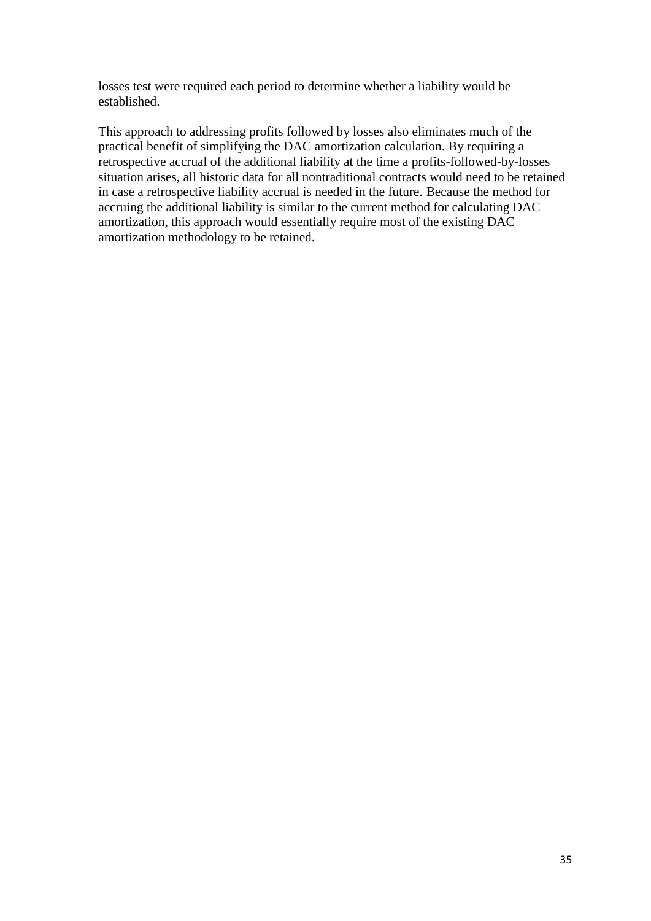losses test were required each period to determine whether a liability would be established.

This approach to addressing profits followed by losses also eliminates much of the practical benefit of simplifying the DAC amortization calculation. By requiring a retrospective accrual of the additional liability at the time a profits-followed-by-losses situation arises, all historic data for all nontraditional contracts would need to be retained in case a retrospective liability accrual is needed in the future. Because the method for accruing the additional liability is similar to the current method for calculating DAC amortization, this approach would essentially require most of the existing DAC amortization methodology to be retained.